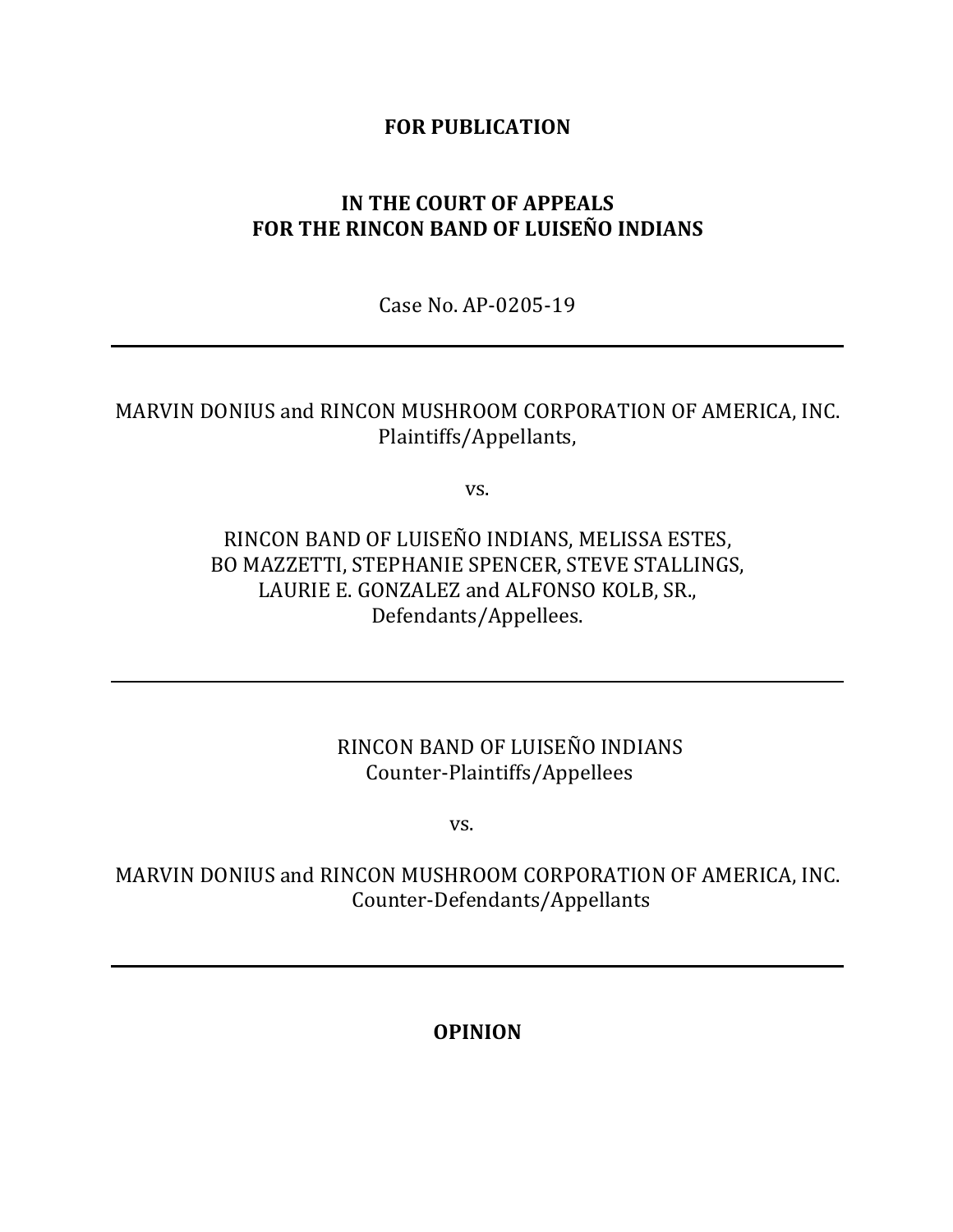**FOR PUBLICATION**

**IN THE COURT OF APPEALS**
**FOR THE RINCON BAND OF LUISEÑO INDIANS**

Case No. AP-0205-19

---

MARVIN DONIUS and RINCON MUSHROOM CORPORATION OF AMERICA, INC.
Plaintiffs/Appellants,

vs.

RINCON BAND OF LUISEÑO INDIANS, MELISSA ESTES,
BO MAZZETTI, STEPHANIE SPENCER, STEVE STALLINGS,
LAURIE E. GONZALEZ and ALFONSO KOLB, SR.,
Defendants/Appellees.

---

RINCON BAND OF LUISEÑO INDIANS
Counter-Plaintiffs/Appellees

vs.

MARVIN DONIUS and RINCON MUSHROOM CORPORATION OF AMERICA, INC.
Counter-Defendants/Appellants

---

**OPINION**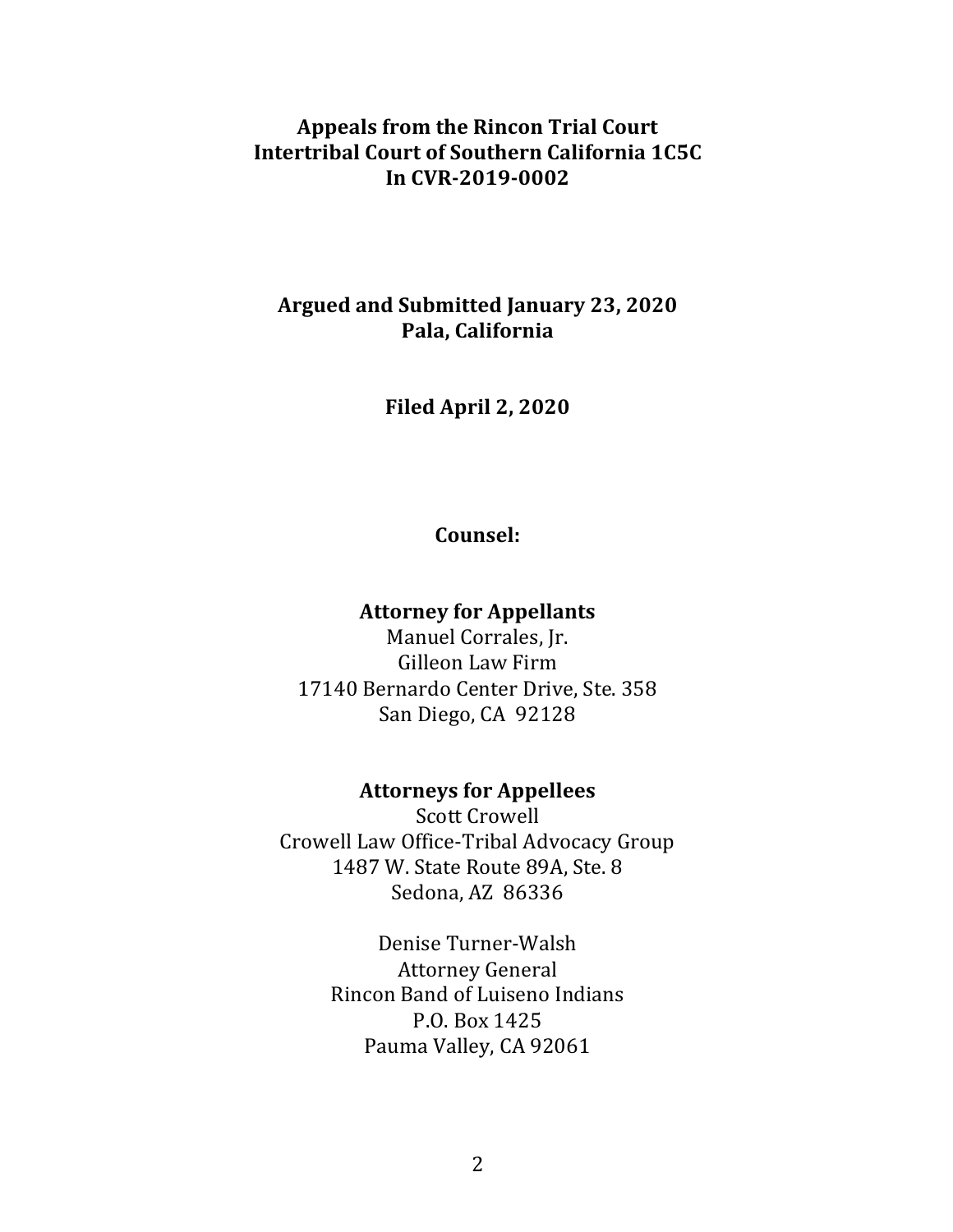**Appeals from the Rincon Trial Court**
**Intertribal Court of Southern California 1C5C**
**In CVR-2019-0002**

**Argued and Submitted January 23, 2020**
**Pala, California**

**Filed April 2, 2020**

**Counsel:**

**Attorney for Appellants**

Manuel Corrales, Jr.
Gilleon Law Firm
17140 Bernardo Center Drive, Ste. 358
San Diego, CA 92128

**Attorneys for Appellees**

Scott Crowell
Crowell Law Office-Tribal Advocacy Group
1487 W. State Route 89A, Ste. 8
Sedona, AZ 86336

Denise Turner-Walsh
Attorney General
Rincon Band of Luiseno Indians
P.O. Box 1425
Pauma Valley, CA 92061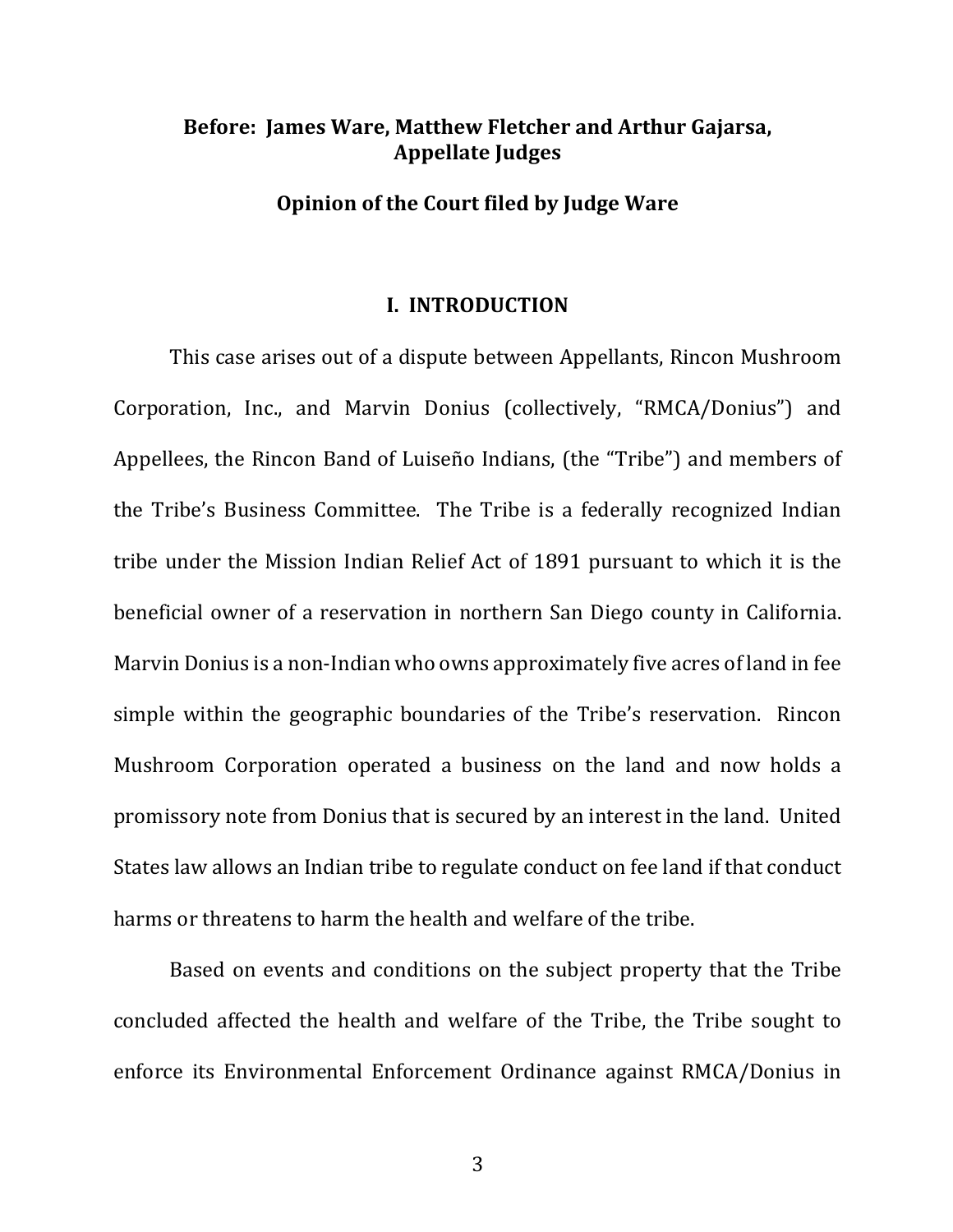**Before: James Ware, Matthew Fletcher and Arthur Gajarsa, Appellate Judges**

**Opinion of the Court filed by Judge Ware**

## I. INTRODUCTION

This case arises out of a dispute between Appellants, Rincon Mushroom Corporation, Inc., and Marvin Donius (collectively, "RMCA/Donius") and Appellees, the Rincon Band of Luiseño Indians, (the "Tribe") and members of the Tribe's Business Committee. The Tribe is a federally recognized Indian tribe under the Mission Indian Relief Act of 1891 pursuant to which it is the beneficial owner of a reservation in northern San Diego county in California. Marvin Donius is a non-Indian who owns approximately five acres of land in fee simple within the geographic boundaries of the Tribe's reservation. Rincon Mushroom Corporation operated a business on the land and now holds a promissory note from Donius that is secured by an interest in the land. United States law allows an Indian tribe to regulate conduct on fee land if that conduct harms or threatens to harm the health and welfare of the tribe.

Based on events and conditions on the subject property that the Tribe concluded affected the health and welfare of the Tribe, the Tribe sought to enforce its Environmental Enforcement Ordinance against RMCA/Donius in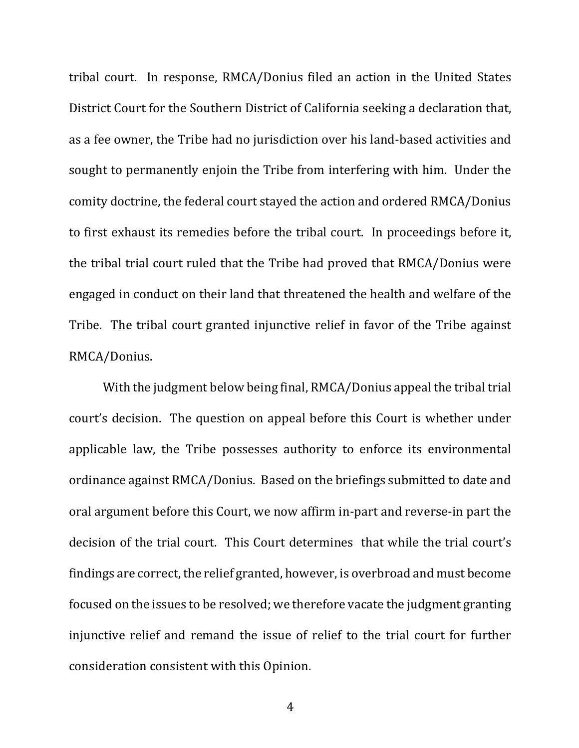tribal court. In response, RMCA/Donius filed an action in the United States District Court for the Southern District of California seeking a declaration that, as a fee owner, the Tribe had no jurisdiction over his land-based activities and sought to permanently enjoin the Tribe from interfering with him. Under the comity doctrine, the federal court stayed the action and ordered RMCA/Donius to first exhaust its remedies before the tribal court. In proceedings before it, the tribal trial court ruled that the Tribe had proved that RMCA/Donius were engaged in conduct on their land that threatened the health and welfare of the Tribe. The tribal court granted injunctive relief in favor of the Tribe against RMCA/Donius.

With the judgment below being final, RMCA/Donius appeal the tribal trial court's decision. The question on appeal before this Court is whether under applicable law, the Tribe possesses authority to enforce its environmental ordinance against RMCA/Donius. Based on the briefings submitted to date and oral argument before this Court, we now affirm in-part and reverse-in part the decision of the trial court. This Court determines that while the trial court's findings are correct, the relief granted, however, is overbroad and must become focused on the issues to be resolved; we therefore vacate the judgment granting injunctive relief and remand the issue of relief to the trial court for further consideration consistent with this Opinion.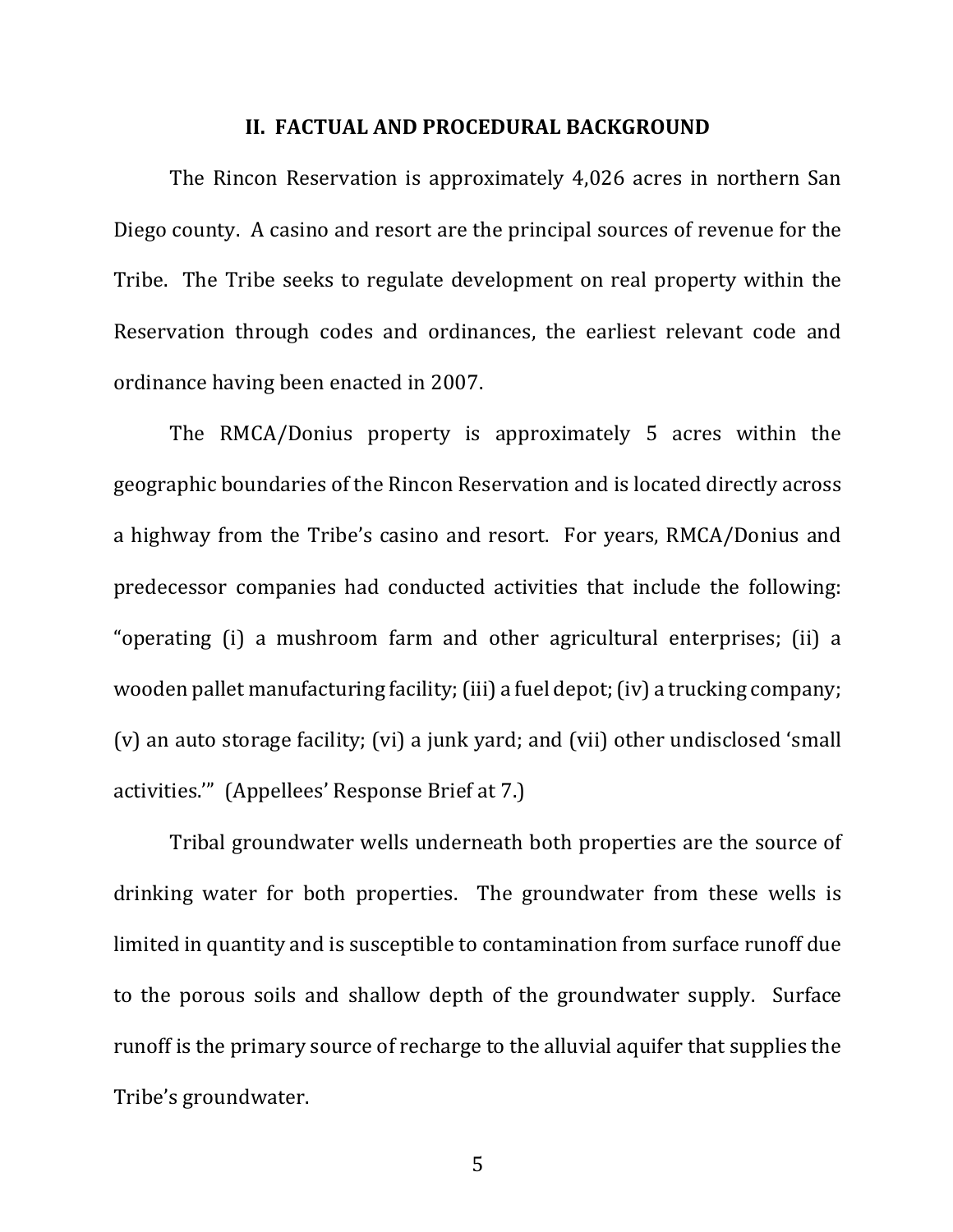## II. FACTUAL AND PROCEDURAL BACKGROUND

The Rincon Reservation is approximately 4,026 acres in northern San Diego county. A casino and resort are the principal sources of revenue for the Tribe. The Tribe seeks to regulate development on real property within the Reservation through codes and ordinances, the earliest relevant code and ordinance having been enacted in 2007.

The RMCA/Donius property is approximately 5 acres within the geographic boundaries of the Rincon Reservation and is located directly across a highway from the Tribe's casino and resort. For years, RMCA/Donius and predecessor companies had conducted activities that include the following: "operating (i) a mushroom farm and other agricultural enterprises; (ii) a wooden pallet manufacturing facility; (iii) a fuel depot; (iv) a trucking company; (v) an auto storage facility; (vi) a junk yard; and (vii) other undisclosed 'small activities.'" (Appellees' Response Brief at 7.)

Tribal groundwater wells underneath both properties are the source of drinking water for both properties. The groundwater from these wells is limited in quantity and is susceptible to contamination from surface runoff due to the porous soils and shallow depth of the groundwater supply. Surface runoff is the primary source of recharge to the alluvial aquifer that supplies the Tribe's groundwater.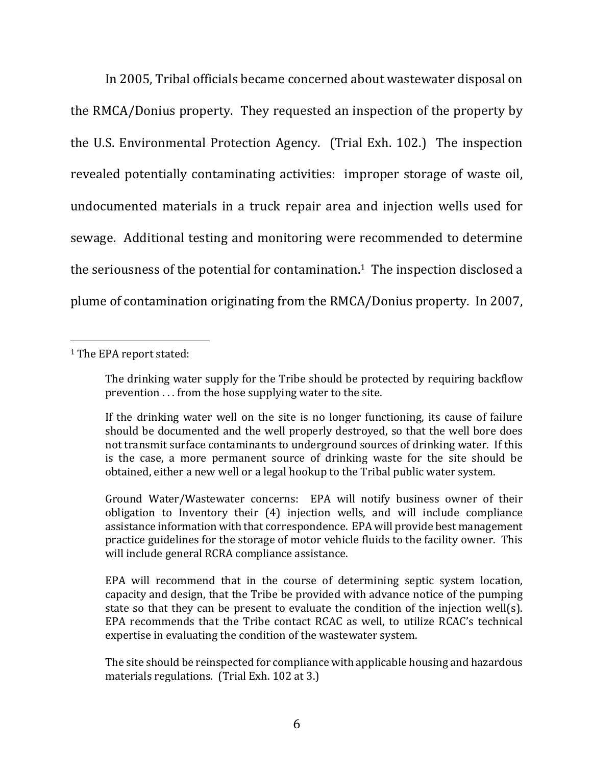In 2005, Tribal officials became concerned about wastewater disposal on the RMCA/Donius property. They requested an inspection of the property by the U.S. Environmental Protection Agency. (Trial Exh. 102.) The inspection revealed potentially contaminating activities: improper storage of waste oil, undocumented materials in a truck repair area and injection wells used for sewage. Additional testing and monitoring were recommended to determine the seriousness of the potential for contamination.[1] The inspection disclosed a plume of contamination originating from the RMCA/Donius property. In 2007,

---

[1] The EPA report stated:

> The drinking water supply for the Tribe should be protected by requiring backflow prevention . . . from the hose supplying water to the site.
>
> If the drinking water well on the site is no longer functioning, its cause of failure should be documented and the well properly destroyed, so that the well bore does not transmit surface contaminants to underground sources of drinking water. If this is the case, a more permanent source of drinking waste for the site should be obtained, either a new well or a legal hookup to the Tribal public water system.
>
> Ground Water/Wastewater concerns: EPA will notify business owner of their obligation to Inventory their (4) injection wells, and will include compliance assistance information with that correspondence. EPA will provide best management practice guidelines for the storage of motor vehicle fluids to the facility owner. This will include general RCRA compliance assistance.
>
> EPA will recommend that in the course of determining septic system location, capacity and design, that the Tribe be provided with advance notice of the pumping state so that they can be present to evaluate the condition of the injection well(s). EPA recommends that the Tribe contact RCAC as well, to utilize RCAC's technical expertise in evaluating the condition of the wastewater system.
>
> The site should be reinspected for compliance with applicable housing and hazardous materials regulations. (Trial Exh. 102 at 3.)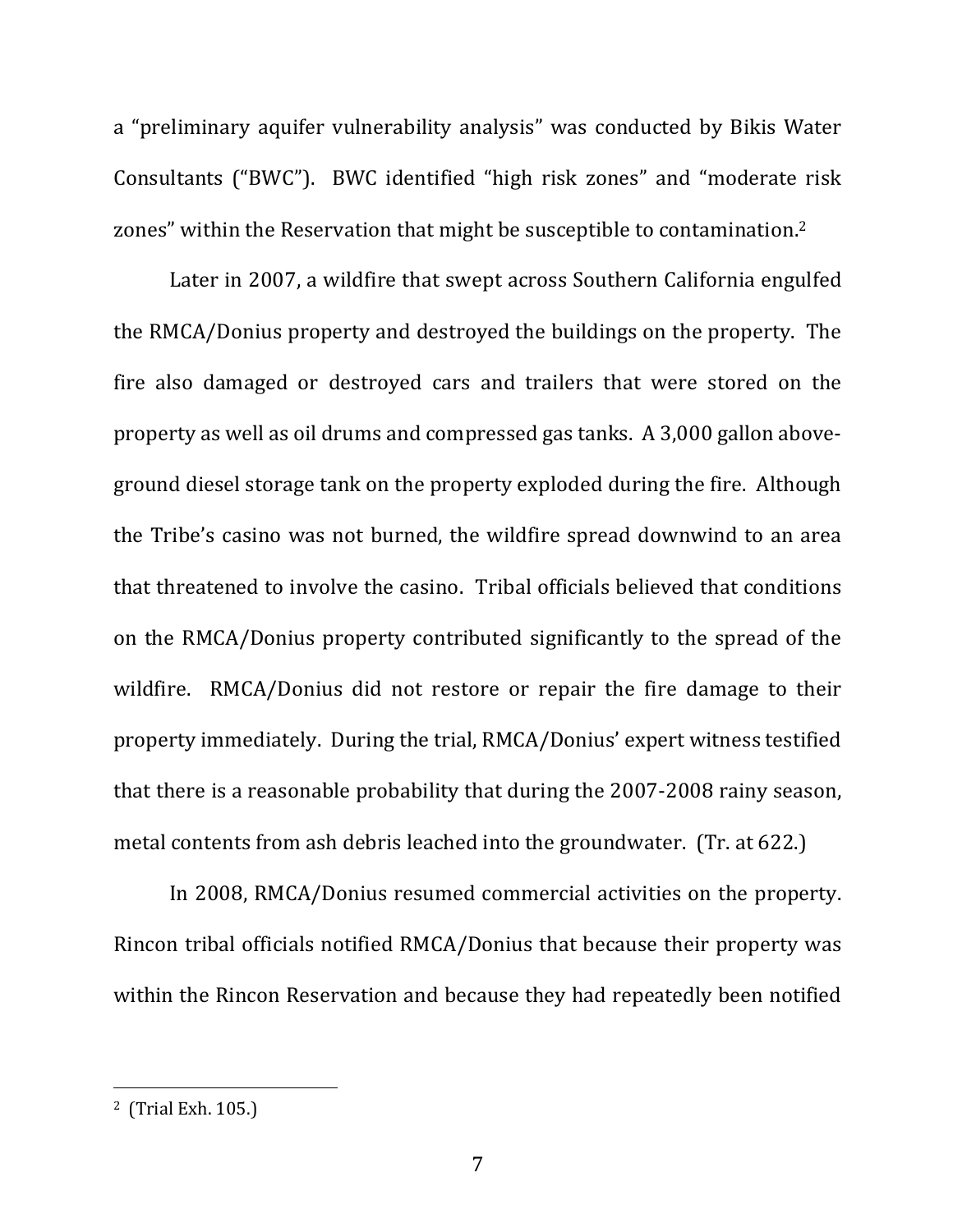a "preliminary aquifer vulnerability analysis" was conducted by Bikis Water Consultants ("BWC"). BWC identified "high risk zones" and "moderate risk zones" within the Reservation that might be susceptible to contamination.[2]

Later in 2007, a wildfire that swept across Southern California engulfed the RMCA/Donius property and destroyed the buildings on the property. The fire also damaged or destroyed cars and trailers that were stored on the property as well as oil drums and compressed gas tanks. A 3,000 gallon above-ground diesel storage tank on the property exploded during the fire. Although the Tribe's casino was not burned, the wildfire spread downwind to an area that threatened to involve the casino. Tribal officials believed that conditions on the RMCA/Donius property contributed significantly to the spread of the wildfire. RMCA/Donius did not restore or repair the fire damage to their property immediately. During the trial, RMCA/Donius' expert witness testified that there is a reasonable probability that during the 2007-2008 rainy season, metal contents from ash debris leached into the groundwater. (Tr. at 622.)

In 2008, RMCA/Donius resumed commercial activities on the property. Rincon tribal officials notified RMCA/Donius that because their property was within the Rincon Reservation and because they had repeatedly been notified

---

[2] (Trial Exh. 105.)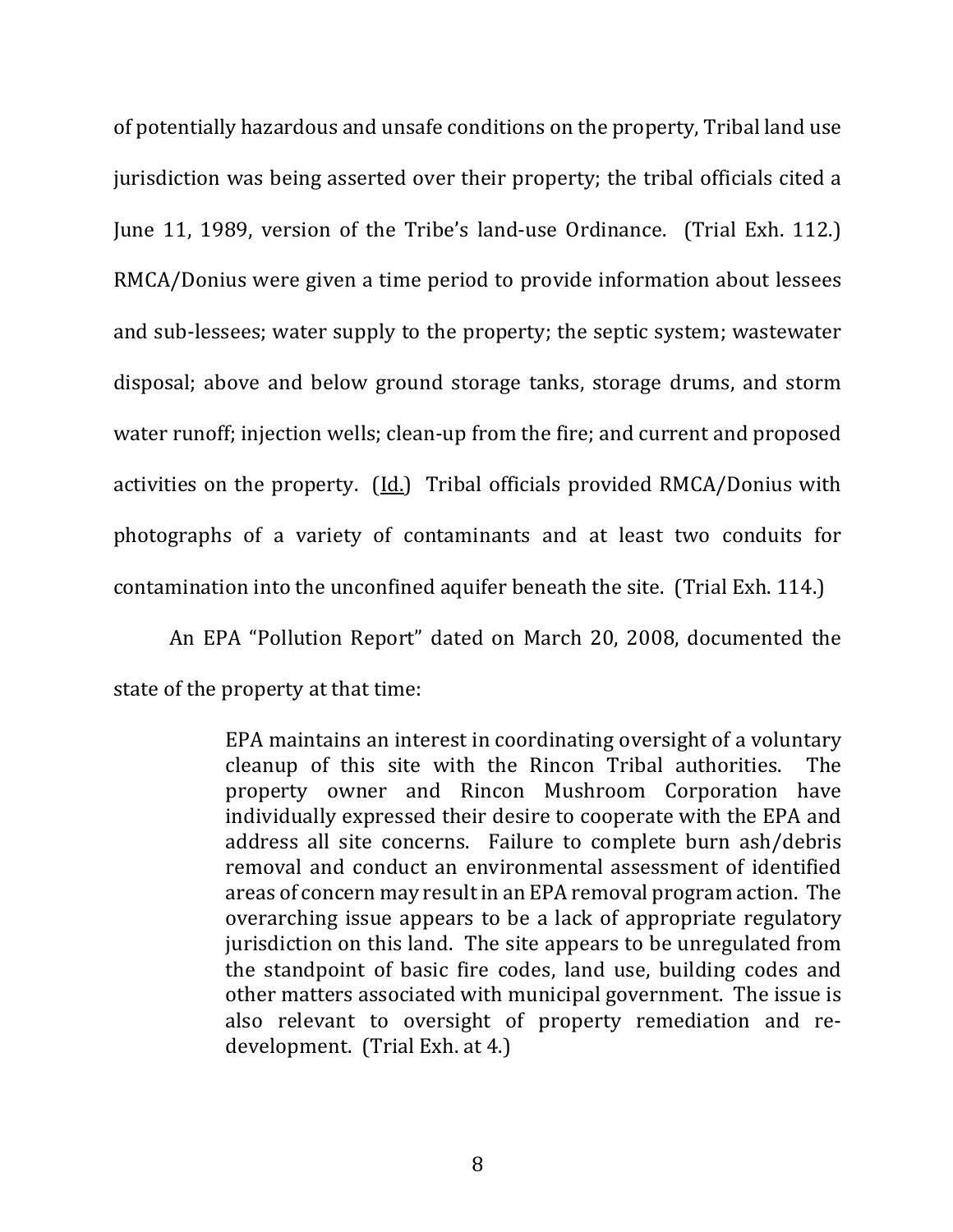of potentially hazardous and unsafe conditions on the property, Tribal land use jurisdiction was being asserted over their property; the tribal officials cited a June 11, 1989, version of the Tribe's land-use Ordinance. (Trial Exh. 112.) RMCA/Donius were given a time period to provide information about lessees and sub-lessees; water supply to the property; the septic system; wastewater disposal; above and below ground storage tanks, storage drums, and storm water runoff; injection wells; clean-up from the fire; and current and proposed activities on the property. (Id.) Tribal officials provided RMCA/Donius with photographs of a variety of contaminants and at least two conduits for contamination into the unconfined aquifer beneath the site. (Trial Exh. 114.)

An EPA "Pollution Report" dated on March 20, 2008, documented the state of the property at that time:

> EPA maintains an interest in coordinating oversight of a voluntary cleanup of this site with the Rincon Tribal authorities. The property owner and Rincon Mushroom Corporation have individually expressed their desire to cooperate with the EPA and address all site concerns. Failure to complete burn ash/debris removal and conduct an environmental assessment of identified areas of concern may result in an EPA removal program action. The overarching issue appears to be a lack of appropriate regulatory jurisdiction on this land. The site appears to be unregulated from the standpoint of basic fire codes, land use, building codes and other matters associated with municipal government. The issue is also relevant to oversight of property remediation and re-development. (Trial Exh. at 4.)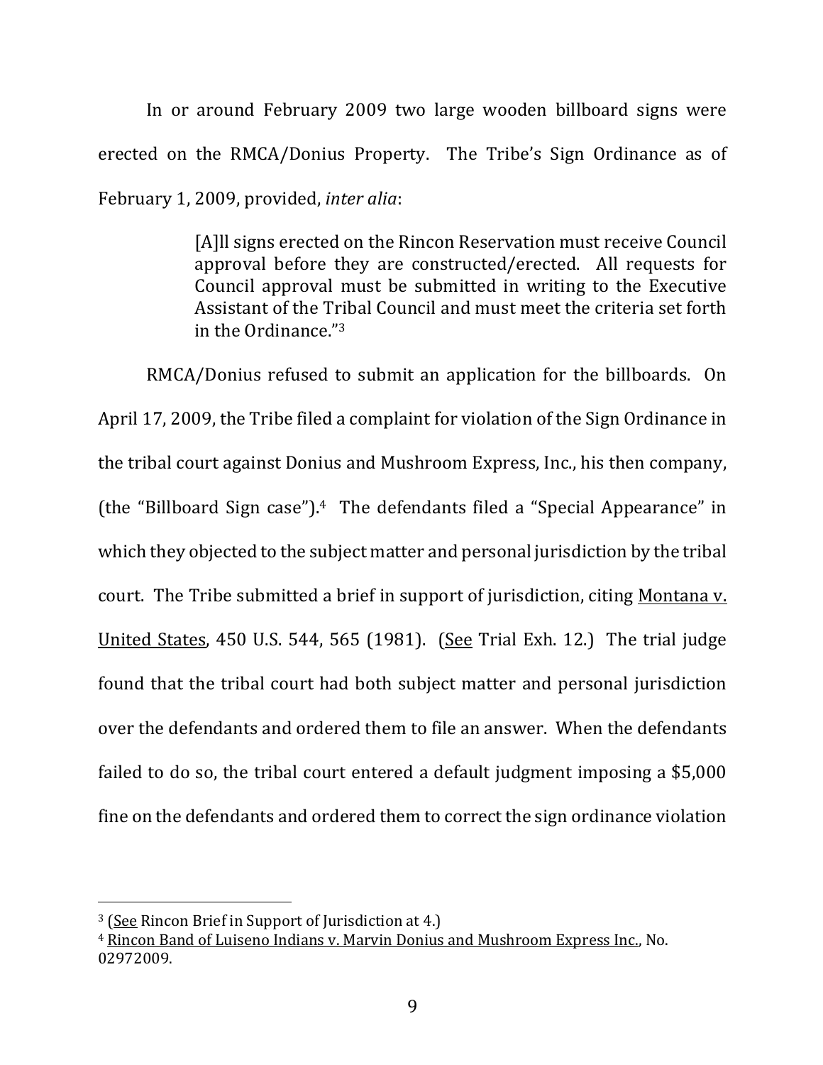In or around February 2009 two large wooden billboard signs were erected on the RMCA/Donius Property. The Tribe's Sign Ordinance as of February 1, 2009, provided, *inter alia*:

> [A]ll signs erected on the Rincon Reservation must receive Council approval before they are constructed/erected. All requests for Council approval must be submitted in writing to the Executive Assistant of the Tribal Council and must meet the criteria set forth in the Ordinance."[3]

RMCA/Donius refused to submit an application for the billboards. On April 17, 2009, the Tribe filed a complaint for violation of the Sign Ordinance in the tribal court against Donius and Mushroom Express, Inc., his then company, (the "Billboard Sign case").[4] The defendants filed a "Special Appearance" in which they objected to the subject matter and personal jurisdiction by the tribal court. The Tribe submitted a brief in support of jurisdiction, citing Montana v. United States, 450 U.S. 544, 565 (1981). (See Trial Exh. 12.) The trial judge found that the tribal court had both subject matter and personal jurisdiction over the defendants and ordered them to file an answer. When the defendants failed to do so, the tribal court entered a default judgment imposing a $5,000 fine on the defendants and ordered them to correct the sign ordinance violation

---

[3] (See Rincon Brief in Support of Jurisdiction at 4.)

[4] Rincon Band of Luiseno Indians v. Marvin Donius and Mushroom Express Inc., No. 02972009.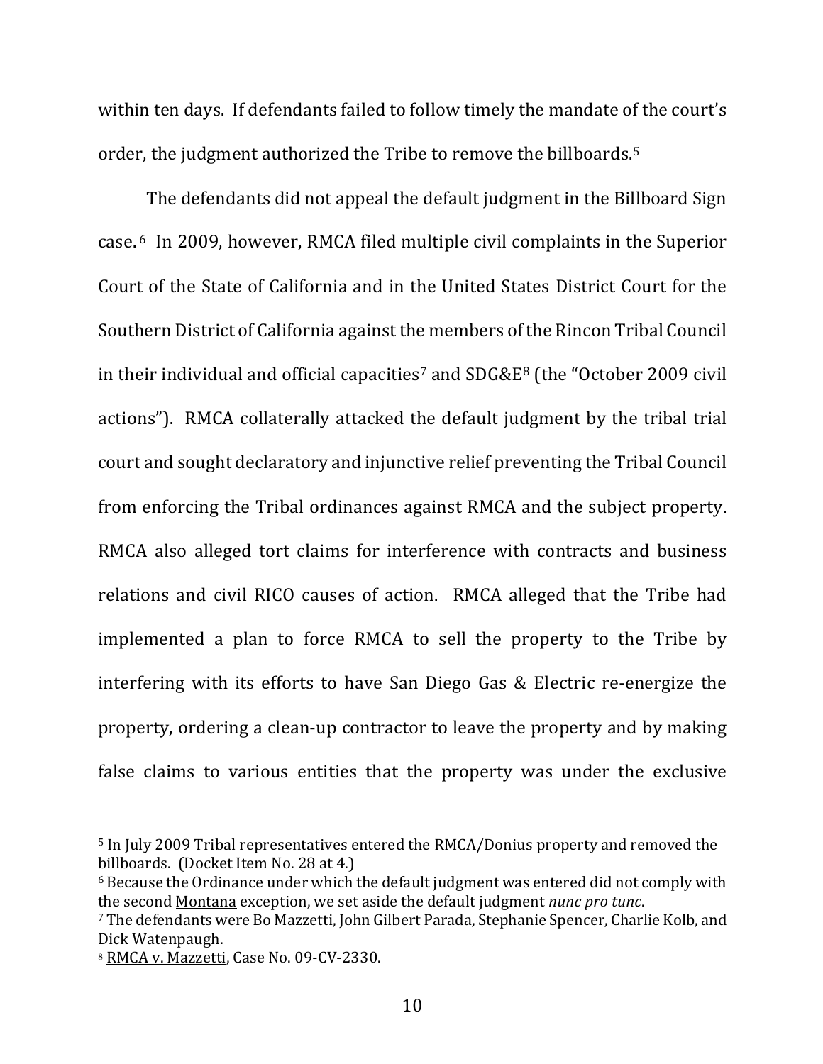within ten days. If defendants failed to follow timely the mandate of the court's order, the judgment authorized the Tribe to remove the billboards.[5]

The defendants did not appeal the default judgment in the Billboard Sign case.[6] In 2009, however, RMCA filed multiple civil complaints in the Superior Court of the State of California and in the United States District Court for the Southern District of California against the members of the Rincon Tribal Council in their individual and official capacities[7] and SDG&E[8] (the "October 2009 civil actions"). RMCA collaterally attacked the default judgment by the tribal trial court and sought declaratory and injunctive relief preventing the Tribal Council from enforcing the Tribal ordinances against RMCA and the subject property. RMCA also alleged tort claims for interference with contracts and business relations and civil RICO causes of action. RMCA alleged that the Tribe had implemented a plan to force RMCA to sell the property to the Tribe by interfering with its efforts to have San Diego Gas & Electric re-energize the property, ordering a clean-up contractor to leave the property and by making false claims to various entities that the property was under the exclusive

---

[5] In July 2009 Tribal representatives entered the RMCA/Donius property and removed the billboards. (Docket Item No. 28 at 4.)

[6] Because the Ordinance under which the default judgment was entered did not comply with the second Montana exception, we set aside the default judgment *nunc pro tunc*.

[7] The defendants were Bo Mazzetti, John Gilbert Parada, Stephanie Spencer, Charlie Kolb, and Dick Watenpaugh.

[8] RMCA v. Mazzetti, Case No. 09-CV-2330.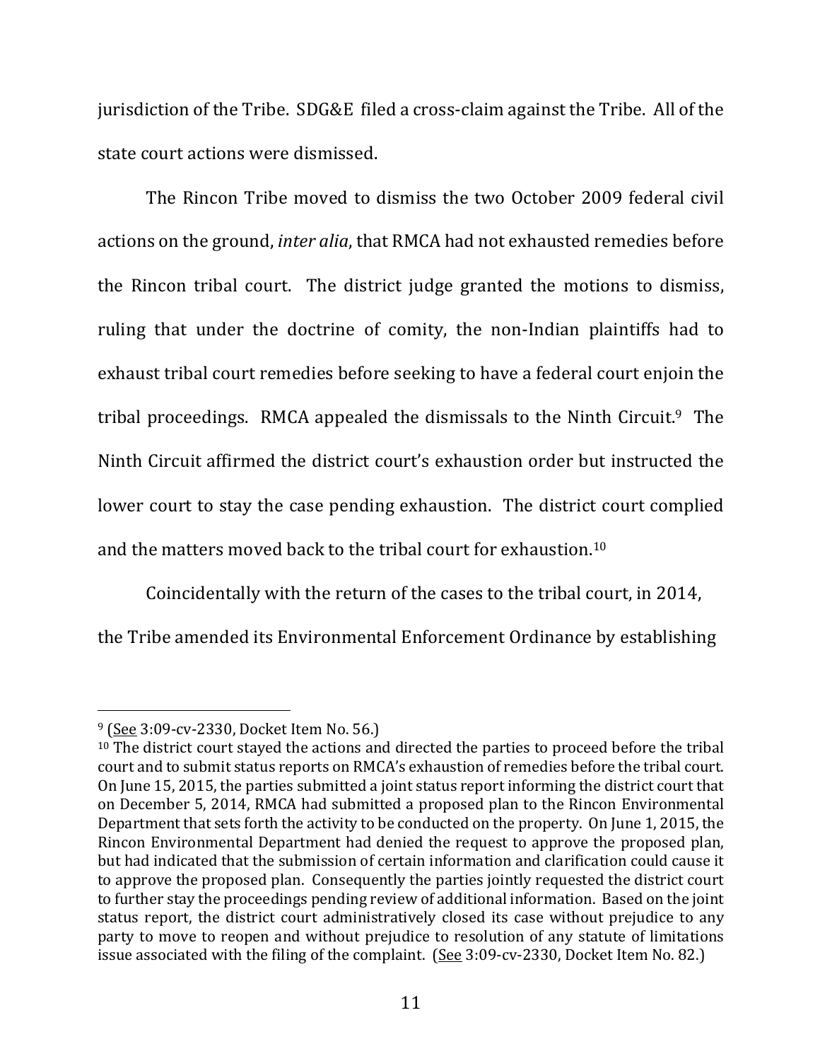jurisdiction of the Tribe. SDG&E filed a cross-claim against the Tribe. All of the state court actions were dismissed.

The Rincon Tribe moved to dismiss the two October 2009 federal civil actions on the ground, *inter alia*, that RMCA had not exhausted remedies before the Rincon tribal court. The district judge granted the motions to dismiss, ruling that under the doctrine of comity, the non-Indian plaintiffs had to exhaust tribal court remedies before seeking to have a federal court enjoin the tribal proceedings. RMCA appealed the dismissals to the Ninth Circuit.[9] The Ninth Circuit affirmed the district court's exhaustion order but instructed the lower court to stay the case pending exhaustion. The district court complied and the matters moved back to the tribal court for exhaustion.[10]

Coincidentally with the return of the cases to the tribal court, in 2014, the Tribe amended its Environmental Enforcement Ordinance by establishing

---

[9] (See 3:09-cv-2330, Docket Item No. 56.)

[10] The district court stayed the actions and directed the parties to proceed before the tribal court and to submit status reports on RMCA's exhaustion of remedies before the tribal court. On June 15, 2015, the parties submitted a joint status report informing the district court that on December 5, 2014, RMCA had submitted a proposed plan to the Rincon Environmental Department that sets forth the activity to be conducted on the property. On June 1, 2015, the Rincon Environmental Department had denied the request to approve the proposed plan, but had indicated that the submission of certain information and clarification could cause it to approve the proposed plan. Consequently the parties jointly requested the district court to further stay the proceedings pending review of additional information. Based on the joint status report, the district court administratively closed its case without prejudice to any party to move to reopen and without prejudice to resolution of any statute of limitations issue associated with the filing of the complaint. (See 3:09-cv-2330, Docket Item No. 82.)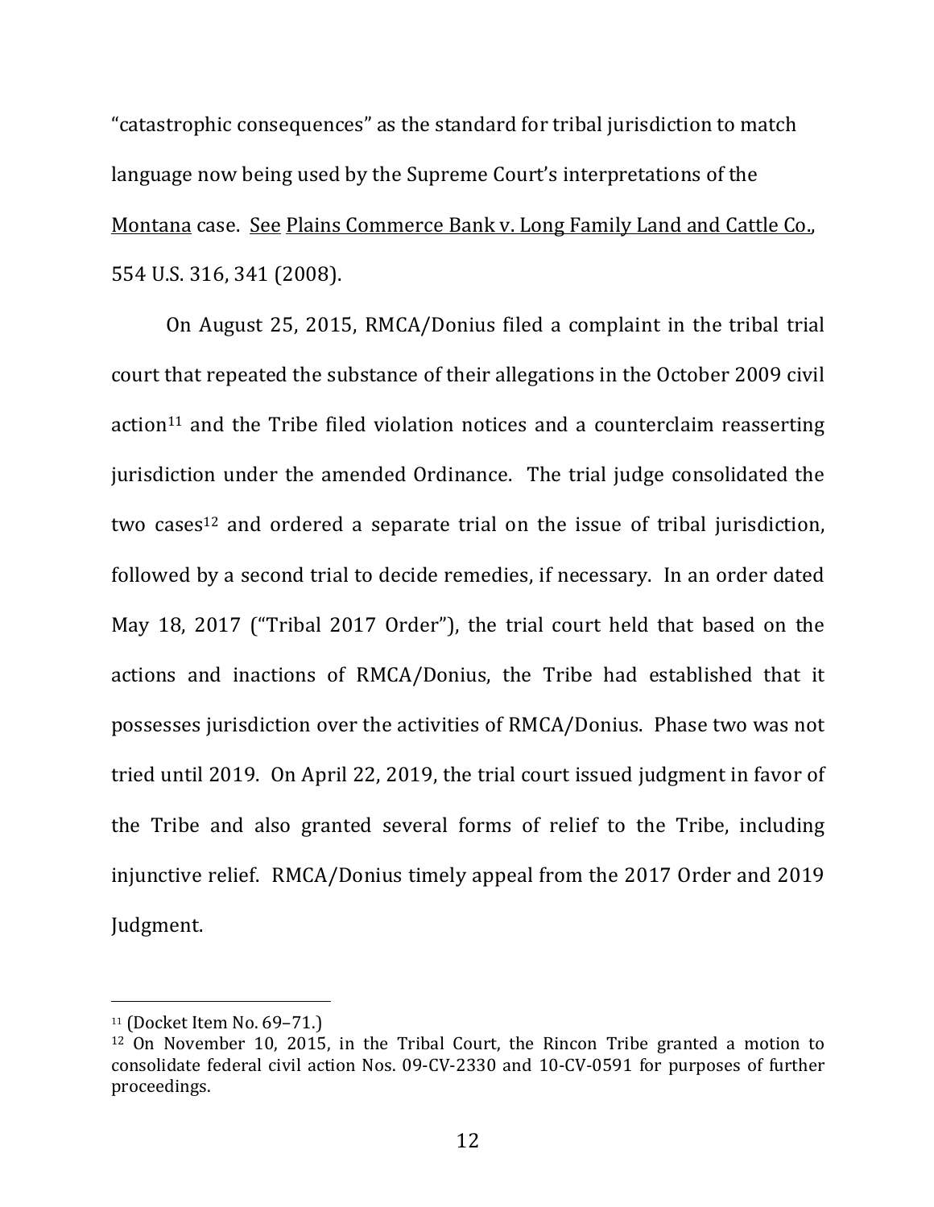"catastrophic consequences" as the standard for tribal jurisdiction to match language now being used by the Supreme Court's interpretations of the Montana case. See Plains Commerce Bank v. Long Family Land and Cattle Co., 554 U.S. 316, 341 (2008).

On August 25, 2015, RMCA/Donius filed a complaint in the tribal trial court that repeated the substance of their allegations in the October 2009 civil action[11] and the Tribe filed violation notices and a counterclaim reasserting jurisdiction under the amended Ordinance. The trial judge consolidated the two cases[12] and ordered a separate trial on the issue of tribal jurisdiction, followed by a second trial to decide remedies, if necessary. In an order dated May 18, 2017 ("Tribal 2017 Order"), the trial court held that based on the actions and inactions of RMCA/Donius, the Tribe had established that it possesses jurisdiction over the activities of RMCA/Donius. Phase two was not tried until 2019. On April 22, 2019, the trial court issued judgment in favor of the Tribe and also granted several forms of relief to the Tribe, including injunctive relief. RMCA/Donius timely appeal from the 2017 Order and 2019 Judgment.

---

[11] (Docket Item No. 69–71.)

[12] On November 10, 2015, in the Tribal Court, the Rincon Tribe granted a motion to consolidate federal civil action Nos. 09-CV-2330 and 10-CV-0591 for purposes of further proceedings.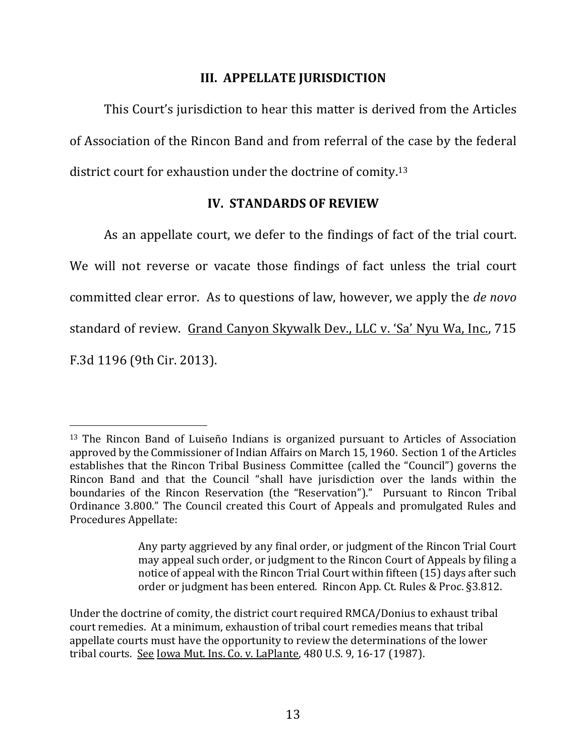## III. APPELLATE JURISDICTION

This Court's jurisdiction to hear this matter is derived from the Articles of Association of the Rincon Band and from referral of the case by the federal district court for exhaustion under the doctrine of comity.[13]

## IV. STANDARDS OF REVIEW

As an appellate court, we defer to the findings of fact of the trial court. We will not reverse or vacate those findings of fact unless the trial court committed clear error. As to questions of law, however, we apply the *de novo* standard of review. Grand Canyon Skywalk Dev., LLC v. 'Sa' Nyu Wa, Inc., 715 F.3d 1196 (9th Cir. 2013).

---

[13] The Rincon Band of Luiseño Indians is organized pursuant to Articles of Association approved by the Commissioner of Indian Affairs on March 15, 1960. Section 1 of the Articles establishes that the Rincon Tribal Business Committee (called the "Council") governs the Rincon Band and that the Council "shall have jurisdiction over the lands within the boundaries of the Rincon Reservation (the "Reservation")." Pursuant to Rincon Tribal Ordinance 3.800." The Council created this Court of Appeals and promulgated Rules and Procedures Appellate:

> Any party aggrieved by any final order, or judgment of the Rincon Trial Court may appeal such order, or judgment to the Rincon Court of Appeals by filing a notice of appeal with the Rincon Trial Court within fifteen (15) days after such order or judgment has been entered. Rincon App. Ct. Rules & Proc. §3.812.

Under the doctrine of comity, the district court required RMCA/Donius to exhaust tribal court remedies. At a minimum, exhaustion of tribal court remedies means that tribal appellate courts must have the opportunity to review the determinations of the lower tribal courts. See Iowa Mut. Ins. Co. v. LaPlante, 480 U.S. 9, 16-17 (1987).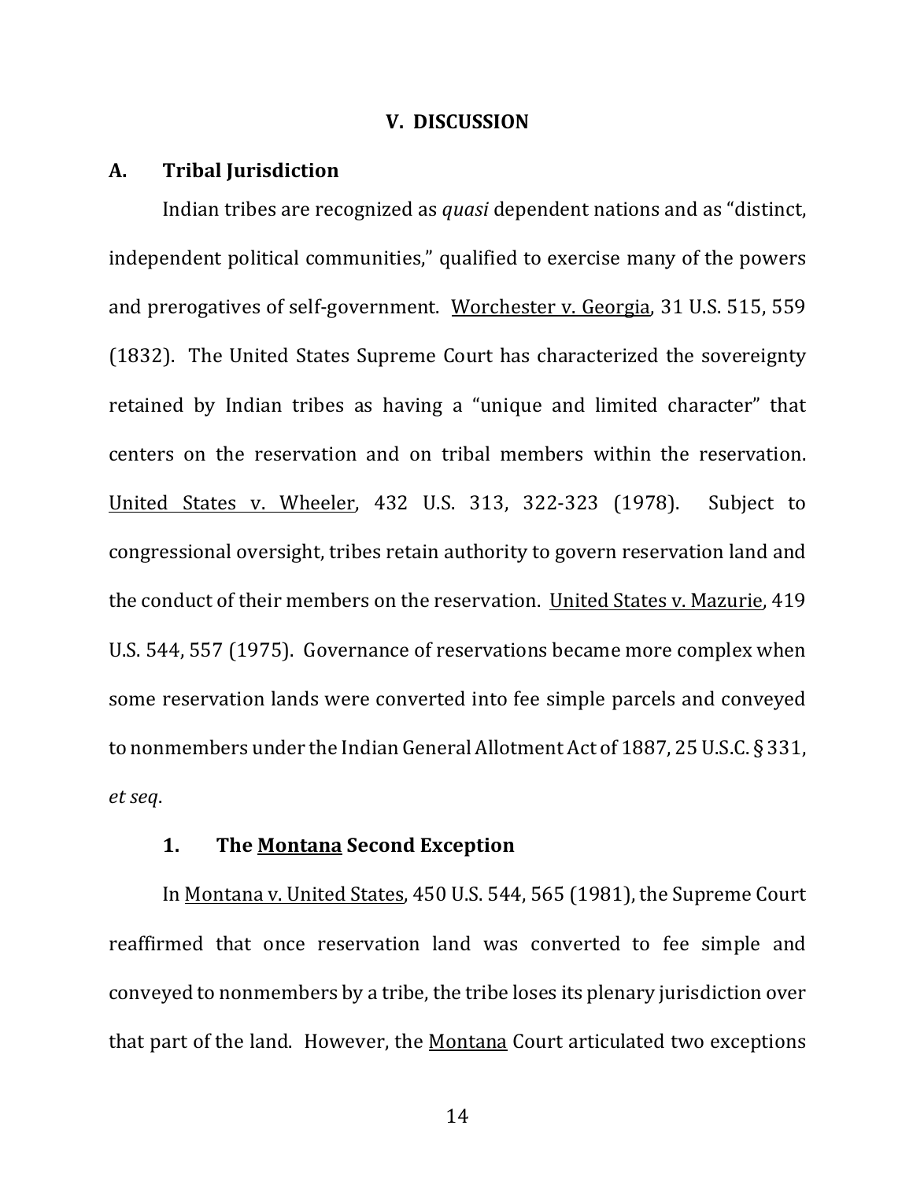## V. DISCUSSION

### A. Tribal Jurisdiction

Indian tribes are recognized as *quasi* dependent nations and as "distinct, independent political communities," qualified to exercise many of the powers and prerogatives of self-government. Worchester v. Georgia, 31 U.S. 515, 559 (1832). The United States Supreme Court has characterized the sovereignty retained by Indian tribes as having a "unique and limited character" that centers on the reservation and on tribal members within the reservation. United States v. Wheeler, 432 U.S. 313, 322-323 (1978). Subject to congressional oversight, tribes retain authority to govern reservation land and the conduct of their members on the reservation. United States v. Mazurie, 419 U.S. 544, 557 (1975). Governance of reservations became more complex when some reservation lands were converted into fee simple parcels and conveyed to nonmembers under the Indian General Allotment Act of 1887, 25 U.S.C. § 331, *et seq*.

#### 1. The Montana Second Exception

In Montana v. United States, 450 U.S. 544, 565 (1981), the Supreme Court reaffirmed that once reservation land was converted to fee simple and conveyed to nonmembers by a tribe, the tribe loses its plenary jurisdiction over that part of the land. However, the Montana Court articulated two exceptions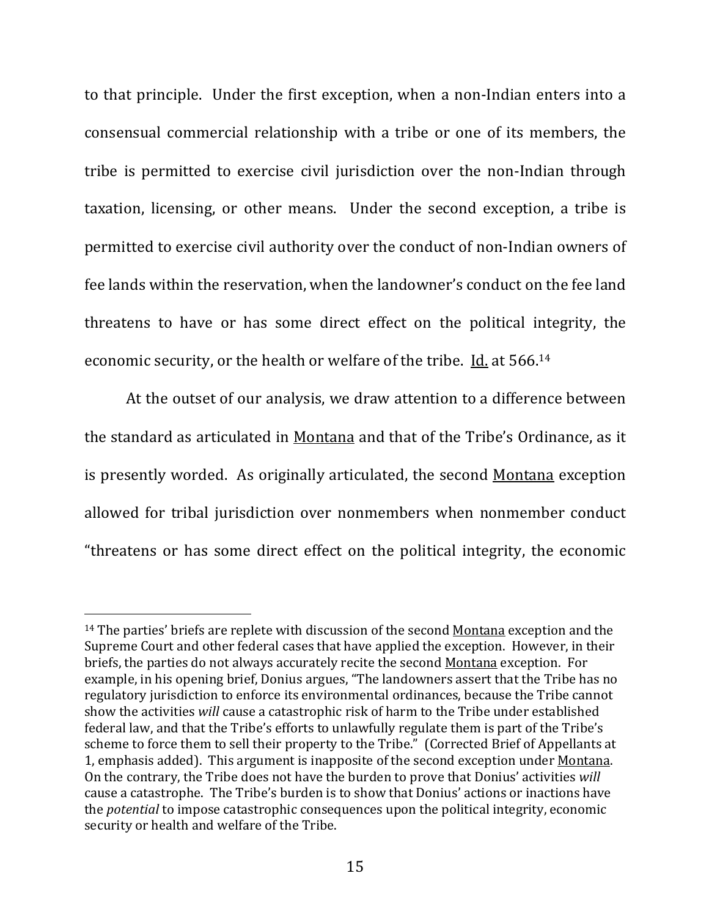to that principle. Under the first exception, when a non-Indian enters into a consensual commercial relationship with a tribe or one of its members, the tribe is permitted to exercise civil jurisdiction over the non-Indian through taxation, licensing, or other means. Under the second exception, a tribe is permitted to exercise civil authority over the conduct of non-Indian owners of fee lands within the reservation, when the landowner's conduct on the fee land threatens to have or has some direct effect on the political integrity, the economic security, or the health or welfare of the tribe. Id. at 566.[14]

At the outset of our analysis, we draw attention to a difference between the standard as articulated in Montana and that of the Tribe's Ordinance, as it is presently worded. As originally articulated, the second Montana exception allowed for tribal jurisdiction over nonmembers when nonmember conduct "threatens or has some direct effect on the political integrity, the economic

---

[14] The parties' briefs are replete with discussion of the second Montana exception and the Supreme Court and other federal cases that have applied the exception. However, in their briefs, the parties do not always accurately recite the second Montana exception. For example, in his opening brief, Donius argues, "The landowners assert that the Tribe has no regulatory jurisdiction to enforce its environmental ordinances, because the Tribe cannot show the activities *will* cause a catastrophic risk of harm to the Tribe under established federal law, and that the Tribe's efforts to unlawfully regulate them is part of the Tribe's scheme to force them to sell their property to the Tribe." (Corrected Brief of Appellants at 1, emphasis added). This argument is inapposite of the second exception under Montana. On the contrary, the Tribe does not have the burden to prove that Donius' activities *will* cause a catastrophe. The Tribe's burden is to show that Donius' actions or inactions have the *potential* to impose catastrophic consequences upon the political integrity, economic security or health and welfare of the Tribe.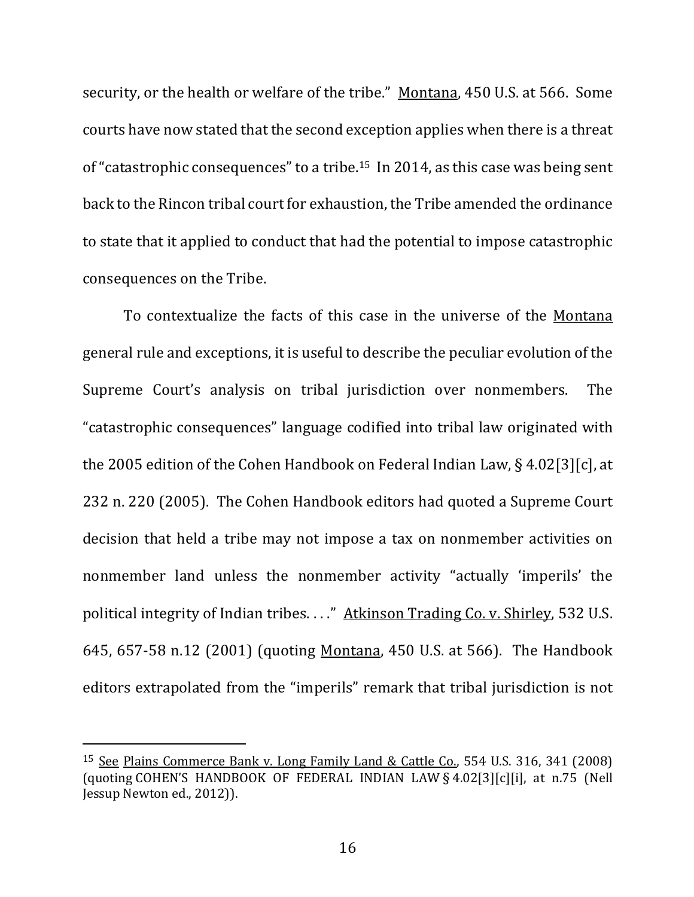security, or the health or welfare of the tribe." Montana, 450 U.S. at 566. Some courts have now stated that the second exception applies when there is a threat of "catastrophic consequences" to a tribe.[15] In 2014, as this case was being sent back to the Rincon tribal court for exhaustion, the Tribe amended the ordinance to state that it applied to conduct that had the potential to impose catastrophic consequences on the Tribe.

To contextualize the facts of this case in the universe of the Montana general rule and exceptions, it is useful to describe the peculiar evolution of the Supreme Court's analysis on tribal jurisdiction over nonmembers. The "catastrophic consequences" language codified into tribal law originated with the 2005 edition of the Cohen Handbook on Federal Indian Law, § 4.02[3][c], at 232 n. 220 (2005). The Cohen Handbook editors had quoted a Supreme Court decision that held a tribe may not impose a tax on nonmember activities on nonmember land unless the nonmember activity "actually 'imperils' the political integrity of Indian tribes. . . ." Atkinson Trading Co. v. Shirley, 532 U.S. 645, 657-58 n.12 (2001) (quoting Montana, 450 U.S. at 566). The Handbook editors extrapolated from the "imperils" remark that tribal jurisdiction is not

---

[15] See Plains Commerce Bank v. Long Family Land & Cattle Co., 554 U.S. 316, 341 (2008) (quoting COHEN'S HANDBOOK OF FEDERAL INDIAN LAW § 4.02[3][c][i], at n.75 (Nell Jessup Newton ed., 2012)).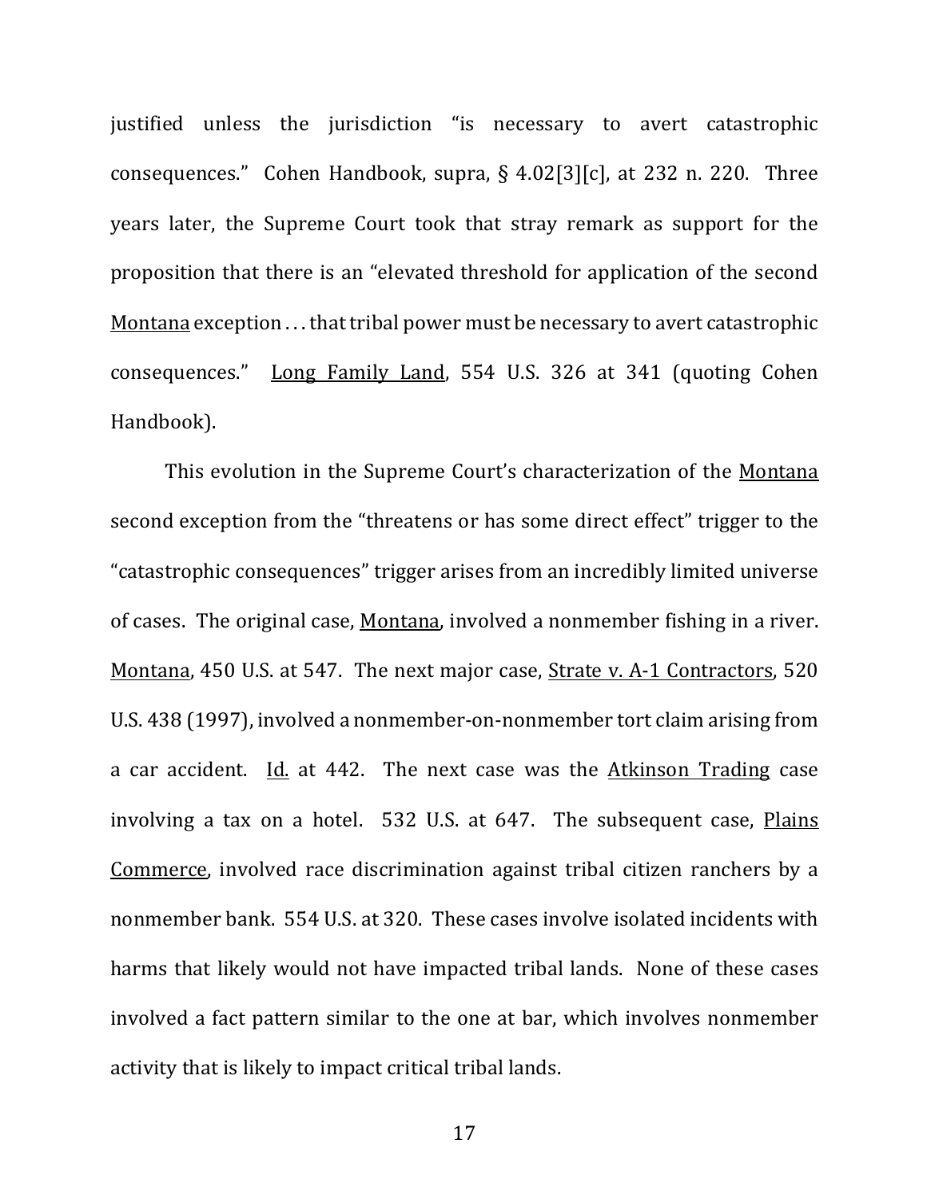justified unless the jurisdiction "is necessary to avert catastrophic consequences." Cohen Handbook, supra, § 4.02[3][c], at 232 n. 220. Three years later, the Supreme Court took that stray remark as support for the proposition that there is an "elevated threshold for application of the second Montana exception . . . that tribal power must be necessary to avert catastrophic consequences." Long Family Land, 554 U.S. 326 at 341 (quoting Cohen Handbook).

This evolution in the Supreme Court's characterization of the Montana second exception from the "threatens or has some direct effect" trigger to the "catastrophic consequences" trigger arises from an incredibly limited universe of cases. The original case, Montana, involved a nonmember fishing in a river. Montana, 450 U.S. at 547. The next major case, Strate v. A-1 Contractors, 520 U.S. 438 (1997), involved a nonmember-on-nonmember tort claim arising from a car accident. Id. at 442. The next case was the Atkinson Trading case involving a tax on a hotel. 532 U.S. at 647. The subsequent case, Plains Commerce, involved race discrimination against tribal citizen ranchers by a nonmember bank. 554 U.S. at 320. These cases involve isolated incidents with harms that likely would not have impacted tribal lands. None of these cases involved a fact pattern similar to the one at bar, which involves nonmember activity that is likely to impact critical tribal lands.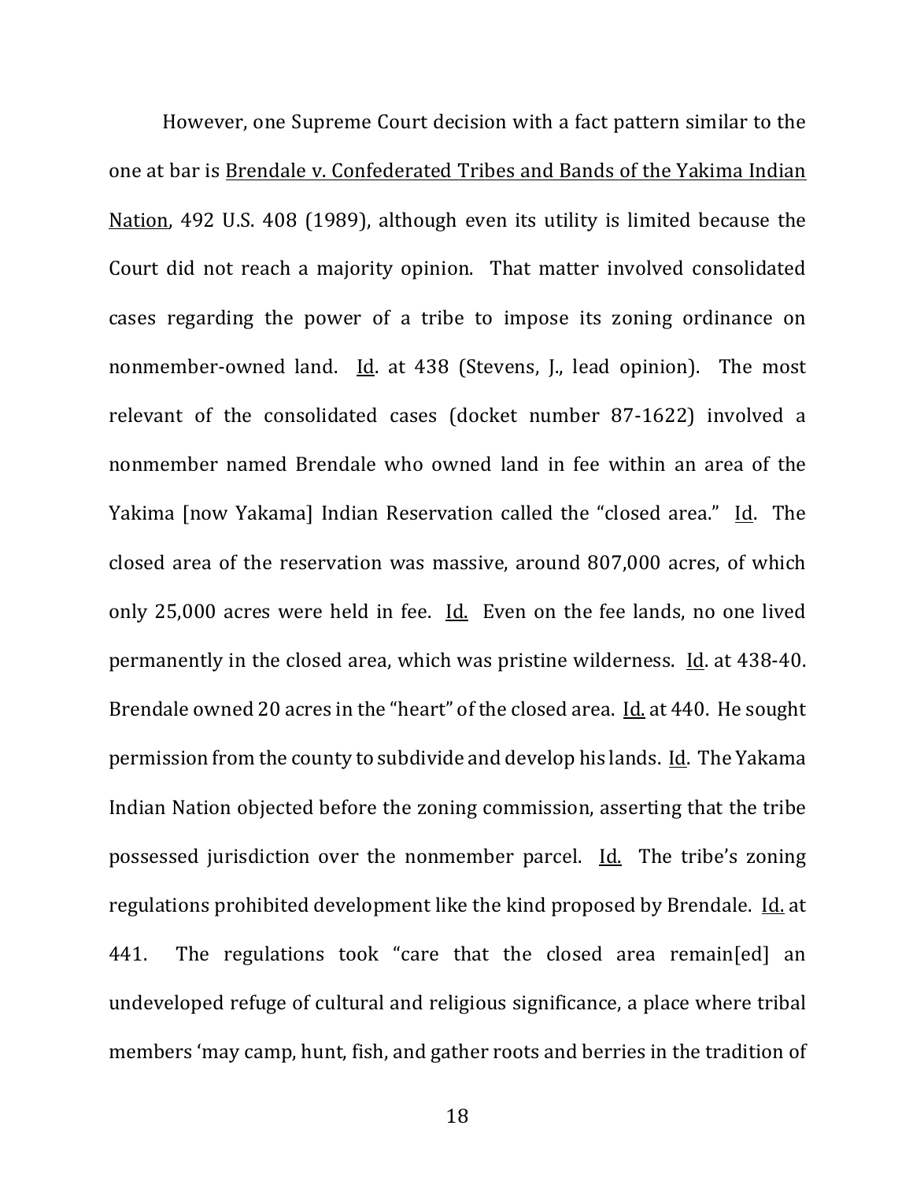However, one Supreme Court decision with a fact pattern similar to the one at bar is Brendale v. Confederated Tribes and Bands of the Yakima Indian Nation, 492 U.S. 408 (1989), although even its utility is limited because the Court did not reach a majority opinion. That matter involved consolidated cases regarding the power of a tribe to impose its zoning ordinance on nonmember-owned land. Id. at 438 (Stevens, J., lead opinion). The most relevant of the consolidated cases (docket number 87-1622) involved a nonmember named Brendale who owned land in fee within an area of the Yakima [now Yakama] Indian Reservation called the "closed area." Id. The closed area of the reservation was massive, around 807,000 acres, of which only 25,000 acres were held in fee. Id. Even on the fee lands, no one lived permanently in the closed area, which was pristine wilderness. Id. at 438-40. Brendale owned 20 acres in the "heart" of the closed area. Id. at 440. He sought permission from the county to subdivide and develop his lands. Id. The Yakama Indian Nation objected before the zoning commission, asserting that the tribe possessed jurisdiction over the nonmember parcel. Id. The tribe's zoning regulations prohibited development like the kind proposed by Brendale. Id. at 441. The regulations took "care that the closed area remain[ed] an undeveloped refuge of cultural and religious significance, a place where tribal members 'may camp, hunt, fish, and gather roots and berries in the tradition of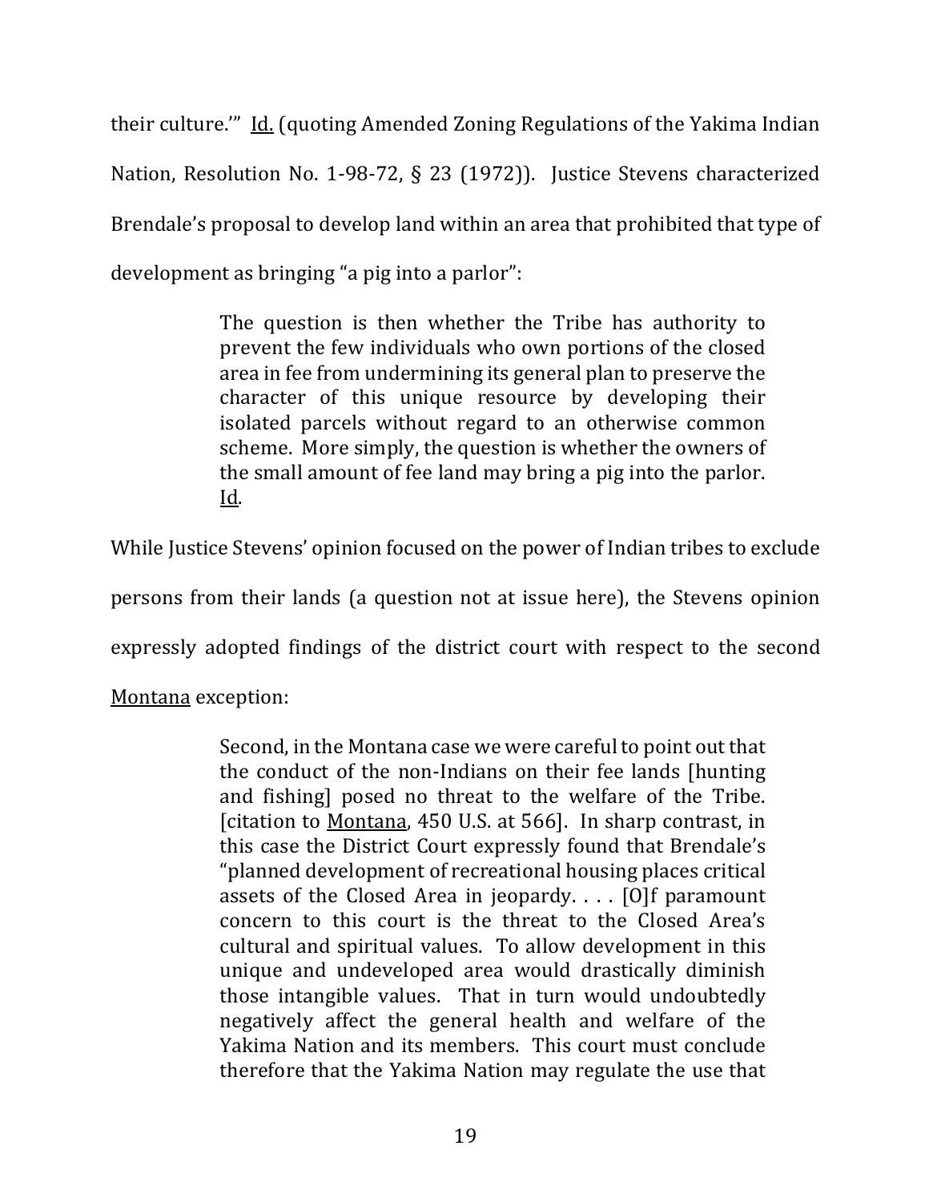their culture.'" Id. (quoting Amended Zoning Regulations of the Yakima Indian Nation, Resolution No. 1-98-72, § 23 (1972)). Justice Stevens characterized Brendale's proposal to develop land within an area that prohibited that type of development as bringing "a pig into a parlor":

> The question is then whether the Tribe has authority to prevent the few individuals who own portions of the closed area in fee from undermining its general plan to preserve the character of this unique resource by developing their isolated parcels without regard to an otherwise common scheme. More simply, the question is whether the owners of the small amount of fee land may bring a pig into the parlor. Id.

While Justice Stevens' opinion focused on the power of Indian tribes to exclude persons from their lands (a question not at issue here), the Stevens opinion expressly adopted findings of the district court with respect to the second Montana exception:

> Second, in the Montana case we were careful to point out that the conduct of the non-Indians on their fee lands [hunting and fishing] posed no threat to the welfare of the Tribe. [citation to Montana, 450 U.S. at 566]. In sharp contrast, in this case the District Court expressly found that Brendale's "planned development of recreational housing places critical assets of the Closed Area in jeopardy. . . . [O]f paramount concern to this court is the threat to the Closed Area's cultural and spiritual values. To allow development in this unique and undeveloped area would drastically diminish those intangible values. That in turn would undoubtedly negatively affect the general health and welfare of the Yakima Nation and its members. This court must conclude therefore that the Yakima Nation may regulate the use that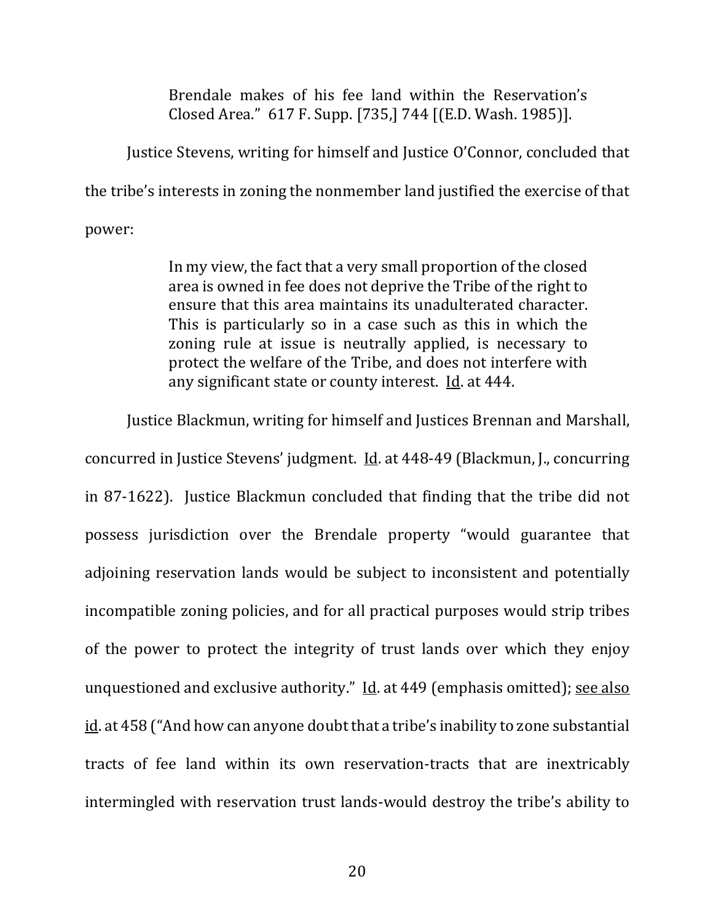> Brendale makes of his fee land within the Reservation's Closed Area." 617 F. Supp. [735,] 744 [(E.D. Wash. 1985)].

Justice Stevens, writing for himself and Justice O'Connor, concluded that the tribe's interests in zoning the nonmember land justified the exercise of that power:

> In my view, the fact that a very small proportion of the closed area is owned in fee does not deprive the Tribe of the right to ensure that this area maintains its unadulterated character. This is particularly so in a case such as this in which the zoning rule at issue is neutrally applied, is necessary to protect the welfare of the Tribe, and does not interfere with any significant state or county interest. Id. at 444.

Justice Blackmun, writing for himself and Justices Brennan and Marshall, concurred in Justice Stevens' judgment. Id. at 448-49 (Blackmun, J., concurring in 87-1622). Justice Blackmun concluded that finding that the tribe did not possess jurisdiction over the Brendale property "would guarantee that adjoining reservation lands would be subject to inconsistent and potentially incompatible zoning policies, and for all practical purposes would strip tribes of the power to protect the integrity of trust lands over which they enjoy unquestioned and exclusive authority." Id. at 449 (emphasis omitted); see also id. at 458 ("And how can anyone doubt that a tribe's inability to zone substantial tracts of fee land within its own reservation-tracts that are inextricably intermingled with reservation trust lands-would destroy the tribe's ability to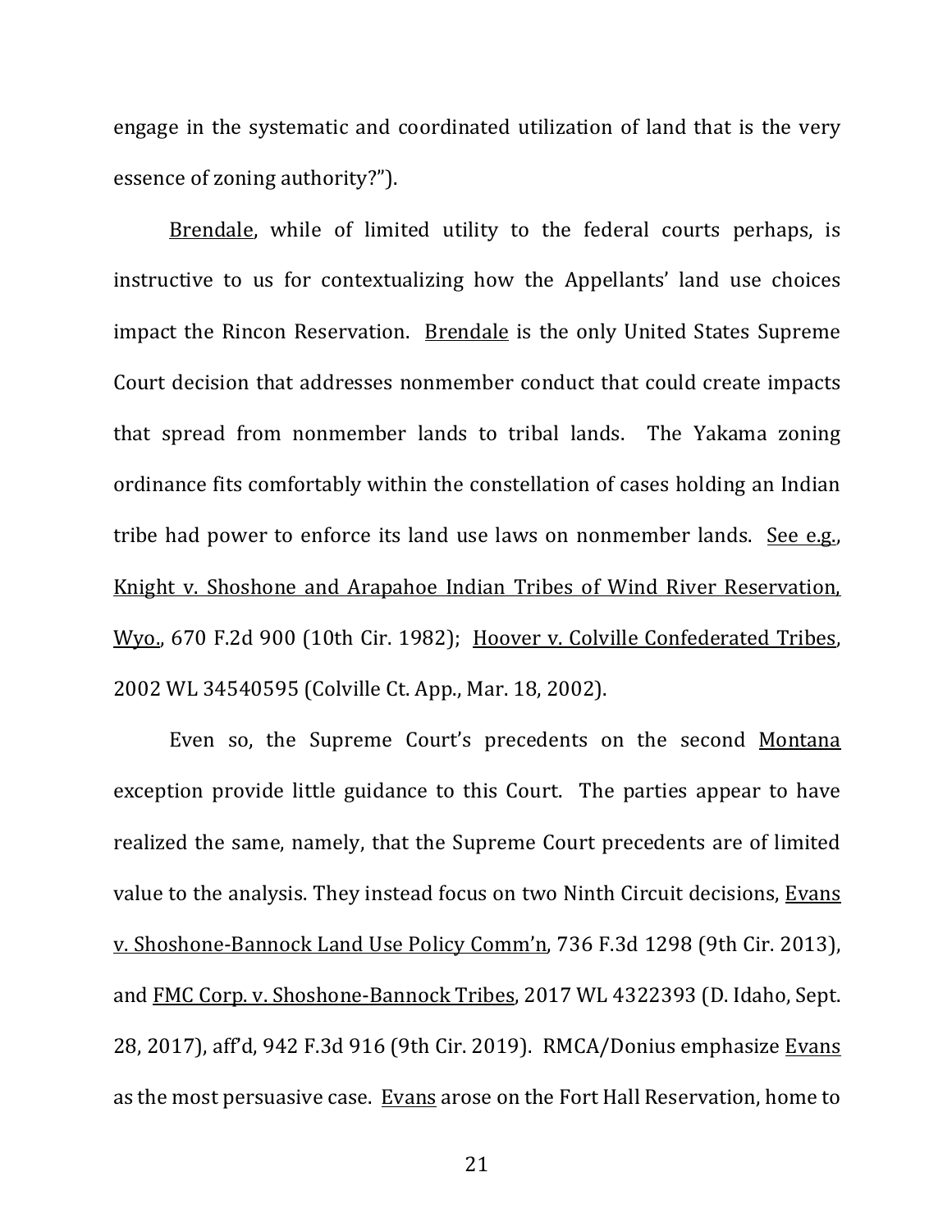engage in the systematic and coordinated utilization of land that is the very essence of zoning authority?").

Brendale, while of limited utility to the federal courts perhaps, is instructive to us for contextualizing how the Appellants' land use choices impact the Rincon Reservation. Brendale is the only United States Supreme Court decision that addresses nonmember conduct that could create impacts that spread from nonmember lands to tribal lands. The Yakama zoning ordinance fits comfortably within the constellation of cases holding an Indian tribe had power to enforce its land use laws on nonmember lands. See e.g., Knight v. Shoshone and Arapahoe Indian Tribes of Wind River Reservation, Wyo., 670 F.2d 900 (10th Cir. 1982); Hoover v. Colville Confederated Tribes, 2002 WL 34540595 (Colville Ct. App., Mar. 18, 2002).

Even so, the Supreme Court's precedents on the second Montana exception provide little guidance to this Court. The parties appear to have realized the same, namely, that the Supreme Court precedents are of limited value to the analysis. They instead focus on two Ninth Circuit decisions, Evans v. Shoshone-Bannock Land Use Policy Comm'n, 736 F.3d 1298 (9th Cir. 2013), and FMC Corp. v. Shoshone-Bannock Tribes, 2017 WL 4322393 (D. Idaho, Sept. 28, 2017), aff'd, 942 F.3d 916 (9th Cir. 2019). RMCA/Donius emphasize Evans as the most persuasive case. Evans arose on the Fort Hall Reservation, home to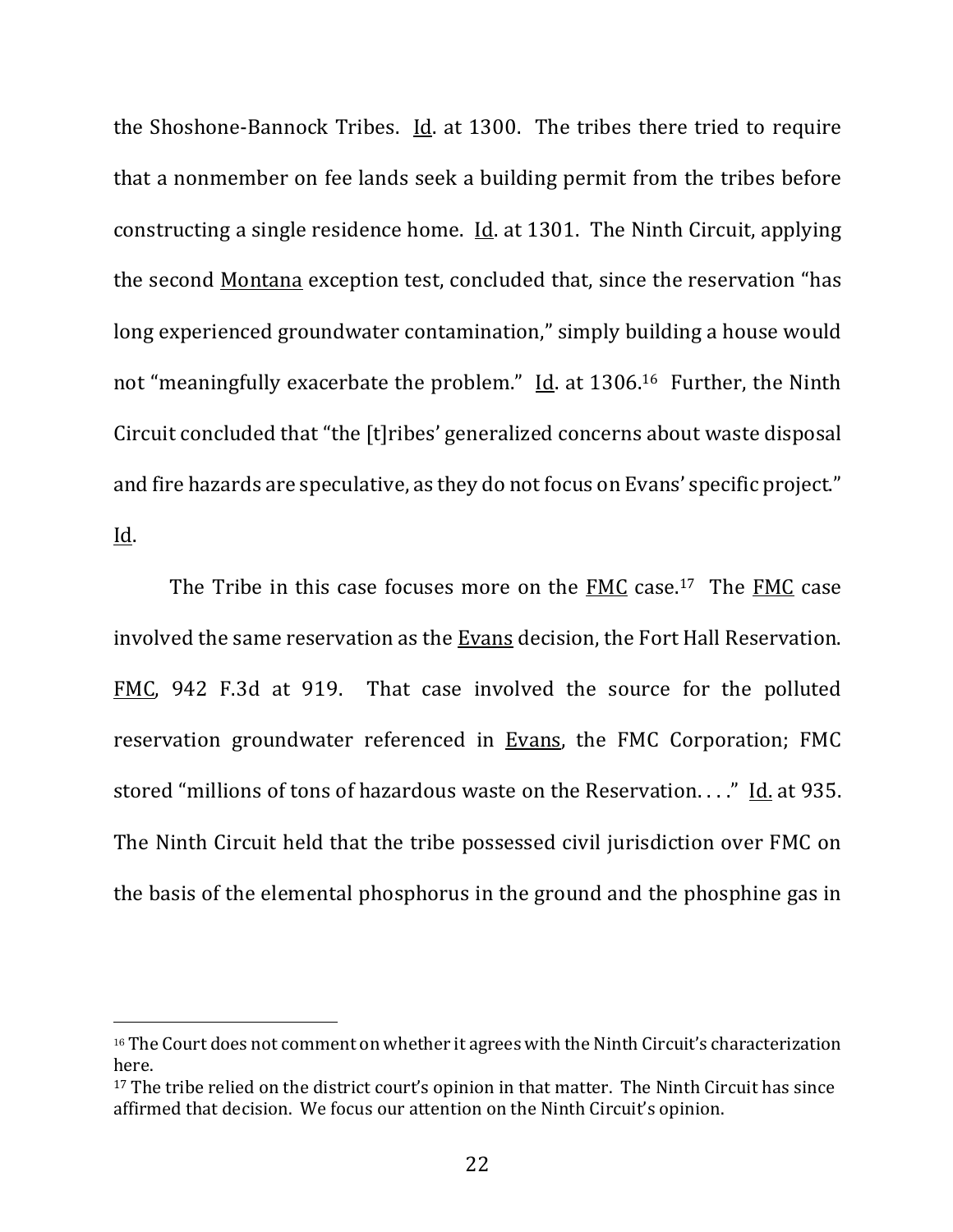the Shoshone-Bannock Tribes. Id. at 1300. The tribes there tried to require that a nonmember on fee lands seek a building permit from the tribes before constructing a single residence home. Id. at 1301. The Ninth Circuit, applying the second Montana exception test, concluded that, since the reservation "has long experienced groundwater contamination," simply building a house would not "meaningfully exacerbate the problem." Id. at 1306.[16] Further, the Ninth Circuit concluded that "the [t]ribes' generalized concerns about waste disposal and fire hazards are speculative, as they do not focus on Evans' specific project." Id.

The Tribe in this case focuses more on the FMC case.[17] The FMC case involved the same reservation as the Evans decision, the Fort Hall Reservation. FMC, 942 F.3d at 919. That case involved the source for the polluted reservation groundwater referenced in Evans, the FMC Corporation; FMC stored "millions of tons of hazardous waste on the Reservation. . . ." Id. at 935. The Ninth Circuit held that the tribe possessed civil jurisdiction over FMC on the basis of the elemental phosphorus in the ground and the phosphine gas in

---

[16] The Court does not comment on whether it agrees with the Ninth Circuit's characterization here.

[17] The tribe relied on the district court's opinion in that matter. The Ninth Circuit has since affirmed that decision. We focus our attention on the Ninth Circuit's opinion.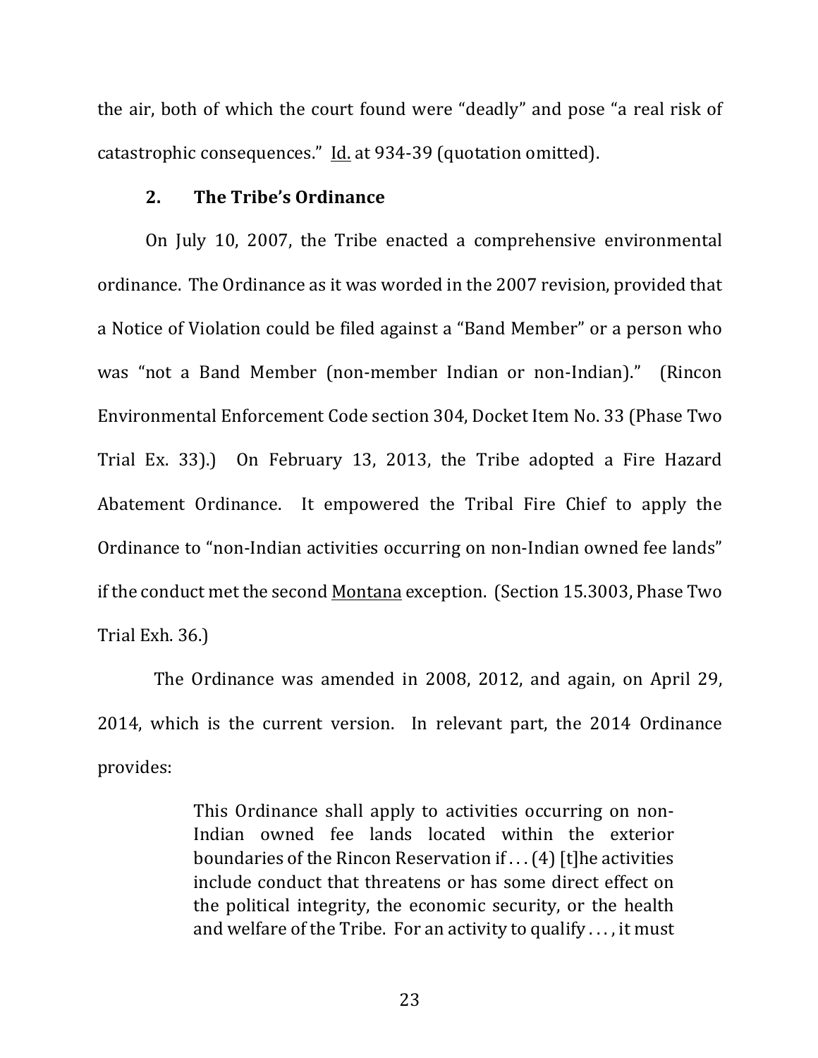the air, both of which the court found were "deadly" and pose "a real risk of catastrophic consequences." Id. at 934-39 (quotation omitted).

### 2. The Tribe's Ordinance

On July 10, 2007, the Tribe enacted a comprehensive environmental ordinance. The Ordinance as it was worded in the 2007 revision, provided that a Notice of Violation could be filed against a "Band Member" or a person who was "not a Band Member (non-member Indian or non-Indian)." (Rincon Environmental Enforcement Code section 304, Docket Item No. 33 (Phase Two Trial Ex. 33).) On February 13, 2013, the Tribe adopted a Fire Hazard Abatement Ordinance. It empowered the Tribal Fire Chief to apply the Ordinance to "non-Indian activities occurring on non-Indian owned fee lands" if the conduct met the second Montana exception. (Section 15.3003, Phase Two Trial Exh. 36.)

The Ordinance was amended in 2008, 2012, and again, on April 29, 2014, which is the current version. In relevant part, the 2014 Ordinance provides:

> This Ordinance shall apply to activities occurring on non-Indian owned fee lands located within the exterior boundaries of the Rincon Reservation if . . . (4) [t]he activities include conduct that threatens or has some direct effect on the political integrity, the economic security, or the health and welfare of the Tribe. For an activity to qualify . . . , it must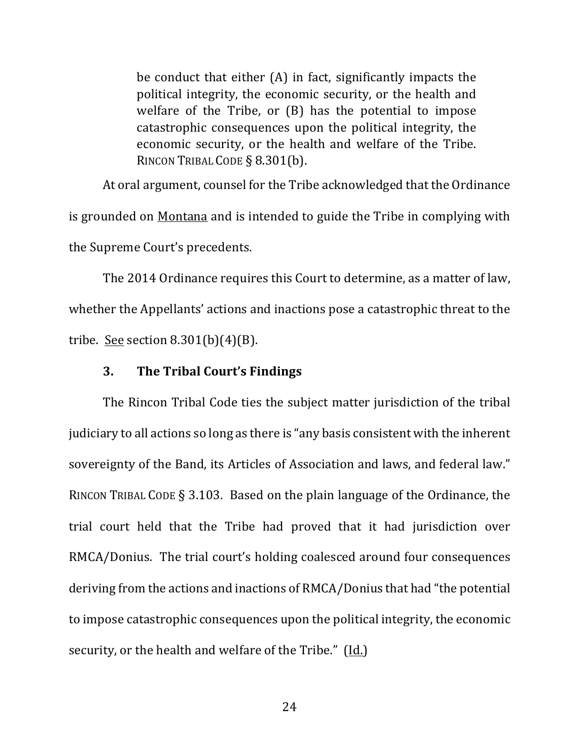> be conduct that either (A) in fact, significantly impacts the political integrity, the economic security, or the health and welfare of the Tribe, or (B) has the potential to impose catastrophic consequences upon the political integrity, the economic security, or the health and welfare of the Tribe. RINCON TRIBAL CODE § 8.301(b).

At oral argument, counsel for the Tribe acknowledged that the Ordinance is grounded on Montana and is intended to guide the Tribe in complying with the Supreme Court's precedents.

The 2014 Ordinance requires this Court to determine, as a matter of law, whether the Appellants' actions and inactions pose a catastrophic threat to the tribe. See section 8.301(b)(4)(B).

### 3. The Tribal Court's Findings

The Rincon Tribal Code ties the subject matter jurisdiction of the tribal judiciary to all actions so long as there is "any basis consistent with the inherent sovereignty of the Band, its Articles of Association and laws, and federal law." RINCON TRIBAL CODE § 3.103. Based on the plain language of the Ordinance, the trial court held that the Tribe had proved that it had jurisdiction over RMCA/Donius. The trial court's holding coalesced around four consequences deriving from the actions and inactions of RMCA/Donius that had "the potential to impose catastrophic consequences upon the political integrity, the economic security, or the health and welfare of the Tribe." (Id.)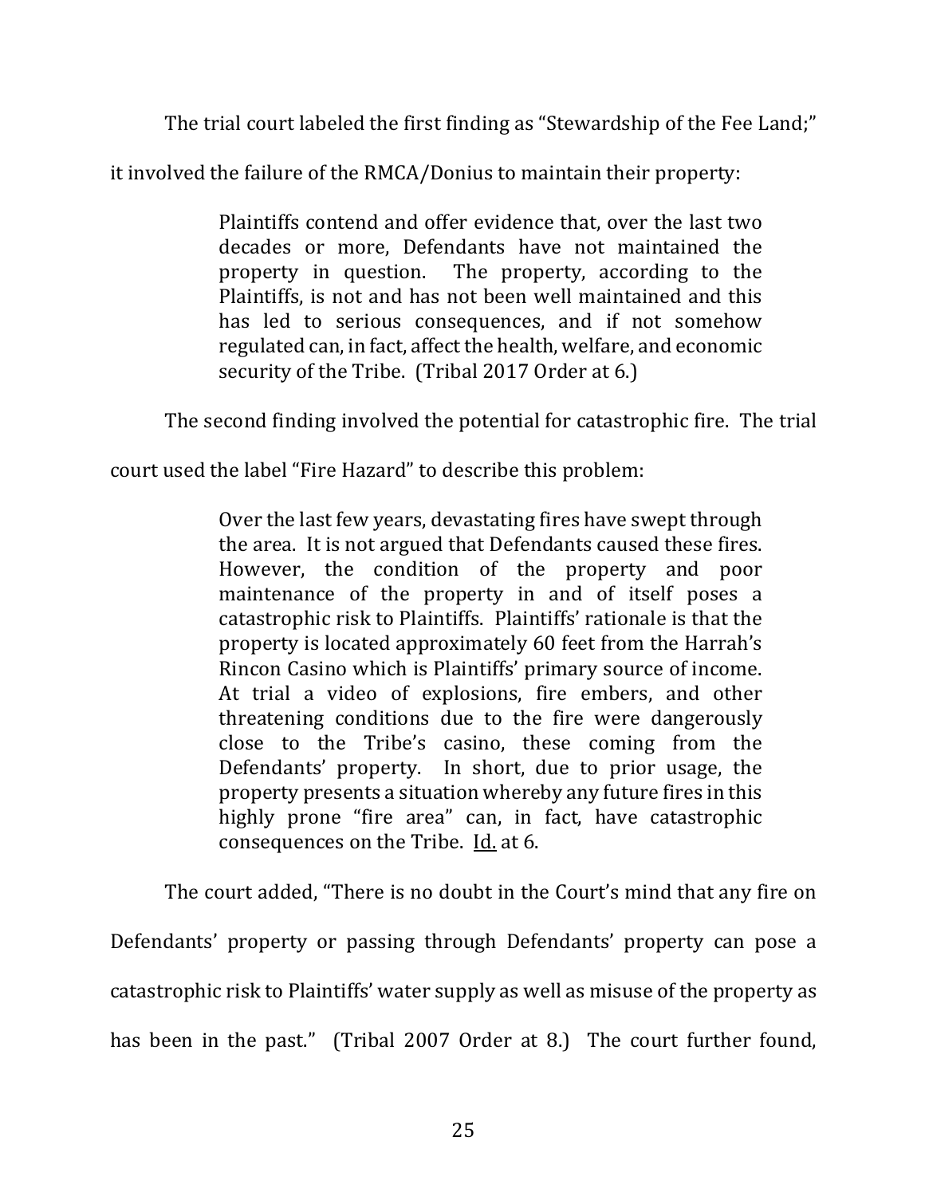The trial court labeled the first finding as "Stewardship of the Fee Land;" it involved the failure of the RMCA/Donius to maintain their property:

> Plaintiffs contend and offer evidence that, over the last two decades or more, Defendants have not maintained the property in question. The property, according to the Plaintiffs, is not and has not been well maintained and this has led to serious consequences, and if not somehow regulated can, in fact, affect the health, welfare, and economic security of the Tribe. (Tribal 2017 Order at 6.)

The second finding involved the potential for catastrophic fire. The trial court used the label "Fire Hazard" to describe this problem:

> Over the last few years, devastating fires have swept through the area. It is not argued that Defendants caused these fires. However, the condition of the property and poor maintenance of the property in and of itself poses a catastrophic risk to Plaintiffs. Plaintiffs' rationale is that the property is located approximately 60 feet from the Harrah's Rincon Casino which is Plaintiffs' primary source of income. At trial a video of explosions, fire embers, and other threatening conditions due to the fire were dangerously close to the Tribe's casino, these coming from the Defendants' property. In short, due to prior usage, the property presents a situation whereby any future fires in this highly prone "fire area" can, in fact, have catastrophic consequences on the Tribe. Id. at 6.

The court added, "There is no doubt in the Court's mind that any fire on Defendants' property or passing through Defendants' property can pose a catastrophic risk to Plaintiffs' water supply as well as misuse of the property as has been in the past." (Tribal 2007 Order at 8.) The court further found,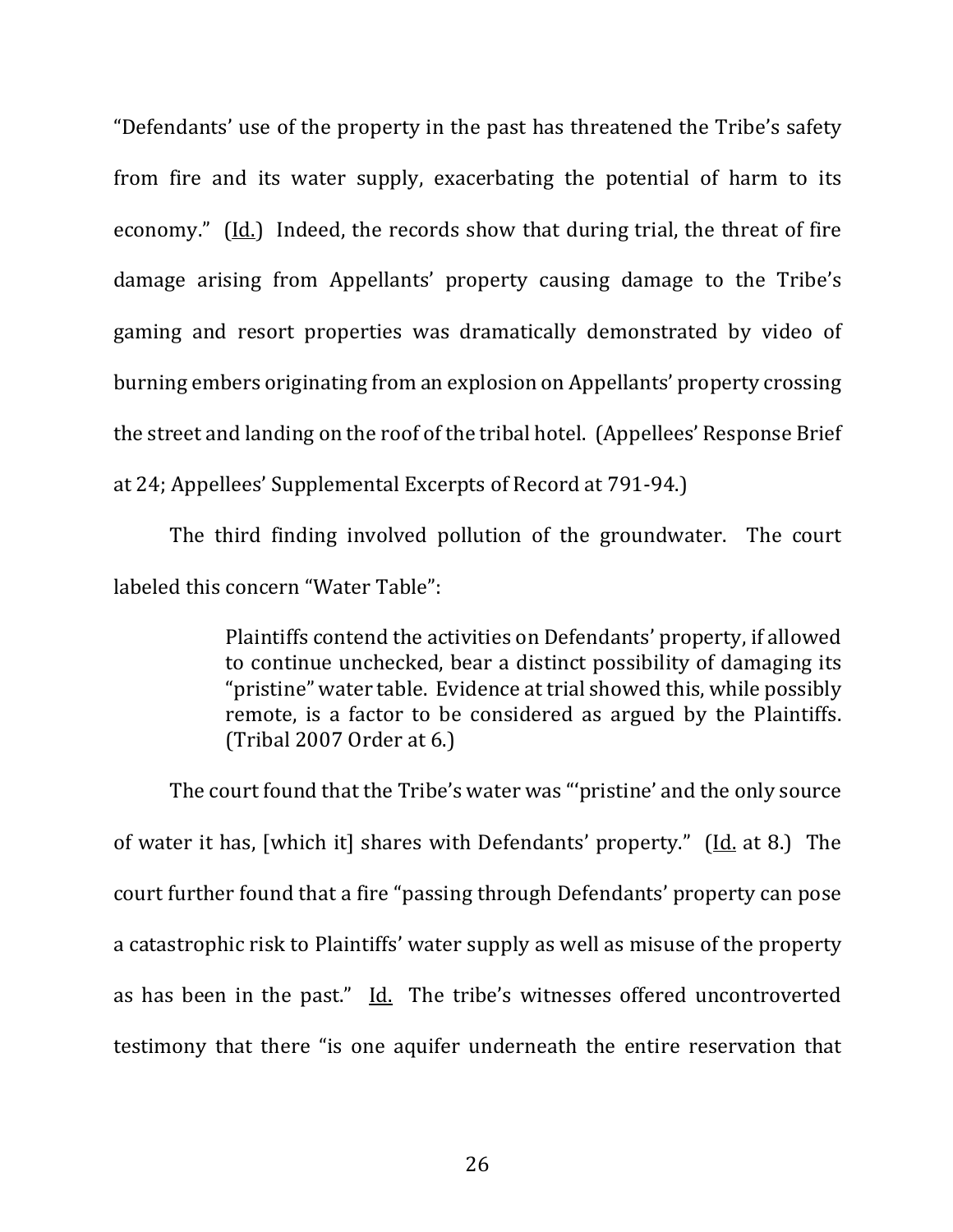"Defendants' use of the property in the past has threatened the Tribe's safety from fire and its water supply, exacerbating the potential of harm to its economy." (Id.) Indeed, the records show that during trial, the threat of fire damage arising from Appellants' property causing damage to the Tribe's gaming and resort properties was dramatically demonstrated by video of burning embers originating from an explosion on Appellants' property crossing the street and landing on the roof of the tribal hotel. (Appellees' Response Brief at 24; Appellees' Supplemental Excerpts of Record at 791-94.)

The third finding involved pollution of the groundwater. The court labeled this concern "Water Table":

> Plaintiffs contend the activities on Defendants' property, if allowed to continue unchecked, bear a distinct possibility of damaging its "pristine" water table. Evidence at trial showed this, while possibly remote, is a factor to be considered as argued by the Plaintiffs. (Tribal 2007 Order at 6.)

The court found that the Tribe's water was "'pristine' and the only source of water it has, [which it] shares with Defendants' property." (Id. at 8.) The court further found that a fire "passing through Defendants' property can pose a catastrophic risk to Plaintiffs' water supply as well as misuse of the property as has been in the past." Id. The tribe's witnesses offered uncontroverted testimony that there "is one aquifer underneath the entire reservation that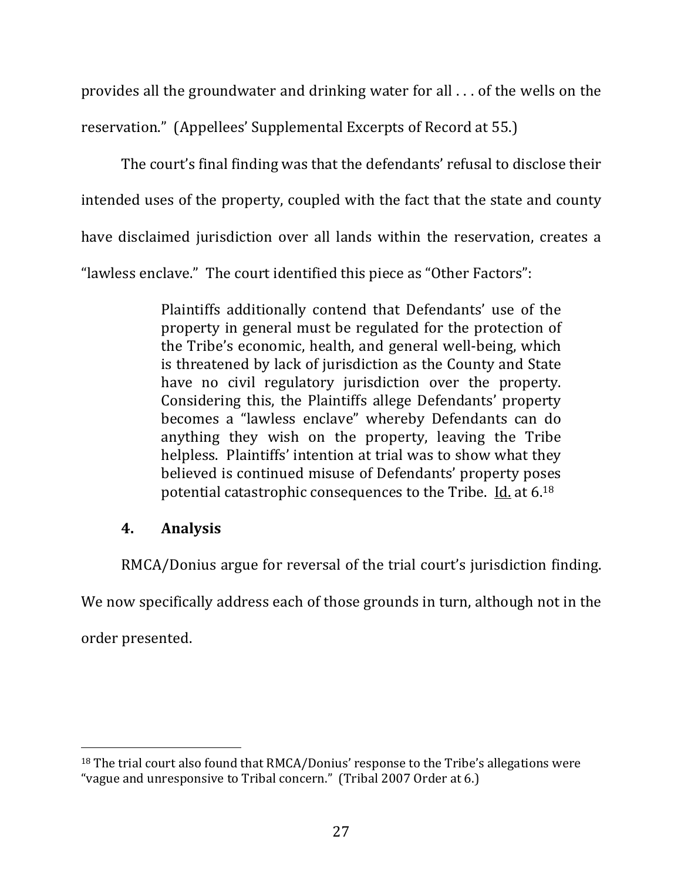provides all the groundwater and drinking water for all . . . of the wells on the reservation." (Appellees' Supplemental Excerpts of Record at 55.)

The court's final finding was that the defendants' refusal to disclose their intended uses of the property, coupled with the fact that the state and county have disclaimed jurisdiction over all lands within the reservation, creates a "lawless enclave." The court identified this piece as "Other Factors":

> Plaintiffs additionally contend that Defendants' use of the property in general must be regulated for the protection of the Tribe's economic, health, and general well-being, which is threatened by lack of jurisdiction as the County and State have no civil regulatory jurisdiction over the property. Considering this, the Plaintiffs allege Defendants' property becomes a "lawless enclave" whereby Defendants can do anything they wish on the property, leaving the Tribe helpless. Plaintiffs' intention at trial was to show what they believed is continued misuse of Defendants' property poses potential catastrophic consequences to the Tribe. Id. at 6.[18]

### 4. Analysis

RMCA/Donius argue for reversal of the trial court's jurisdiction finding. We now specifically address each of those grounds in turn, although not in the order presented.

---

[18] The trial court also found that RMCA/Donius' response to the Tribe's allegations were "vague and unresponsive to Tribal concern." (Tribal 2007 Order at 6.)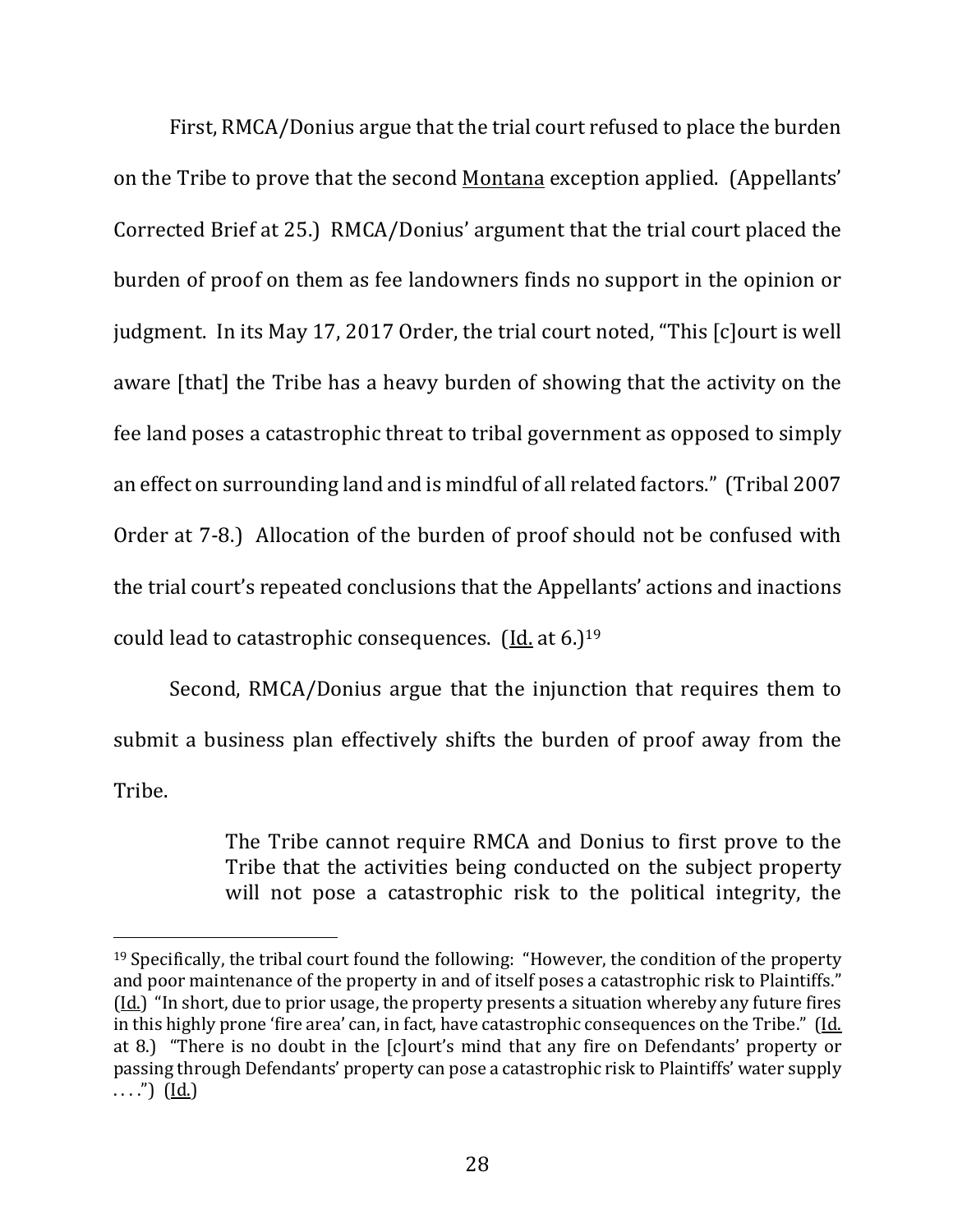First, RMCA/Donius argue that the trial court refused to place the burden on the Tribe to prove that the second Montana exception applied. (Appellants' Corrected Brief at 25.) RMCA/Donius' argument that the trial court placed the burden of proof on them as fee landowners finds no support in the opinion or judgment. In its May 17, 2017 Order, the trial court noted, "This [c]ourt is well aware [that] the Tribe has a heavy burden of showing that the activity on the fee land poses a catastrophic threat to tribal government as opposed to simply an effect on surrounding land and is mindful of all related factors." (Tribal 2007 Order at 7-8.) Allocation of the burden of proof should not be confused with the trial court's repeated conclusions that the Appellants' actions and inactions could lead to catastrophic consequences. (Id. at 6.)[19]

Second, RMCA/Donius argue that the injunction that requires them to submit a business plan effectively shifts the burden of proof away from the Tribe.

> The Tribe cannot require RMCA and Donius to first prove to the Tribe that the activities being conducted on the subject property will not pose a catastrophic risk to the political integrity, the

---

[19] Specifically, the tribal court found the following: "However, the condition of the property and poor maintenance of the property in and of itself poses a catastrophic risk to Plaintiffs." (Id.) "In short, due to prior usage, the property presents a situation whereby any future fires in this highly prone 'fire area' can, in fact, have catastrophic consequences on the Tribe." (Id. at 8.) "There is no doubt in the [c]ourt's mind that any fire on Defendants' property or passing through Defendants' property can pose a catastrophic risk to Plaintiffs' water supply . . . .") (Id.)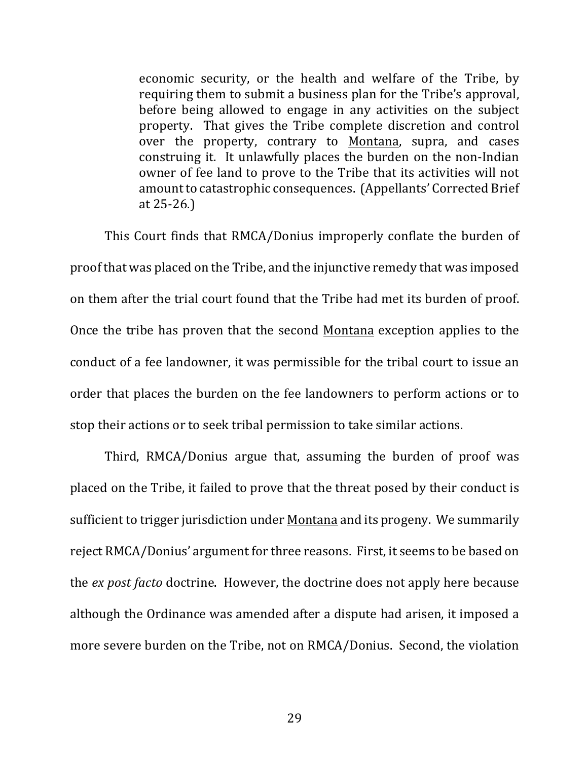> economic security, or the health and welfare of the Tribe, by requiring them to submit a business plan for the Tribe's approval, before being allowed to engage in any activities on the subject property. That gives the Tribe complete discretion and control over the property, contrary to Montana, supra, and cases construing it. It unlawfully places the burden on the non-Indian owner of fee land to prove to the Tribe that its activities will not amount to catastrophic consequences. (Appellants' Corrected Brief at 25-26.)

This Court finds that RMCA/Donius improperly conflate the burden of proof that was placed on the Tribe, and the injunctive remedy that was imposed on them after the trial court found that the Tribe had met its burden of proof. Once the tribe has proven that the second Montana exception applies to the conduct of a fee landowner, it was permissible for the tribal court to issue an order that places the burden on the fee landowners to perform actions or to stop their actions or to seek tribal permission to take similar actions.

Third, RMCA/Donius argue that, assuming the burden of proof was placed on the Tribe, it failed to prove that the threat posed by their conduct is sufficient to trigger jurisdiction under Montana and its progeny. We summarily reject RMCA/Donius' argument for three reasons. First, it seems to be based on the *ex post facto* doctrine. However, the doctrine does not apply here because although the Ordinance was amended after a dispute had arisen, it imposed a more severe burden on the Tribe, not on RMCA/Donius. Second, the violation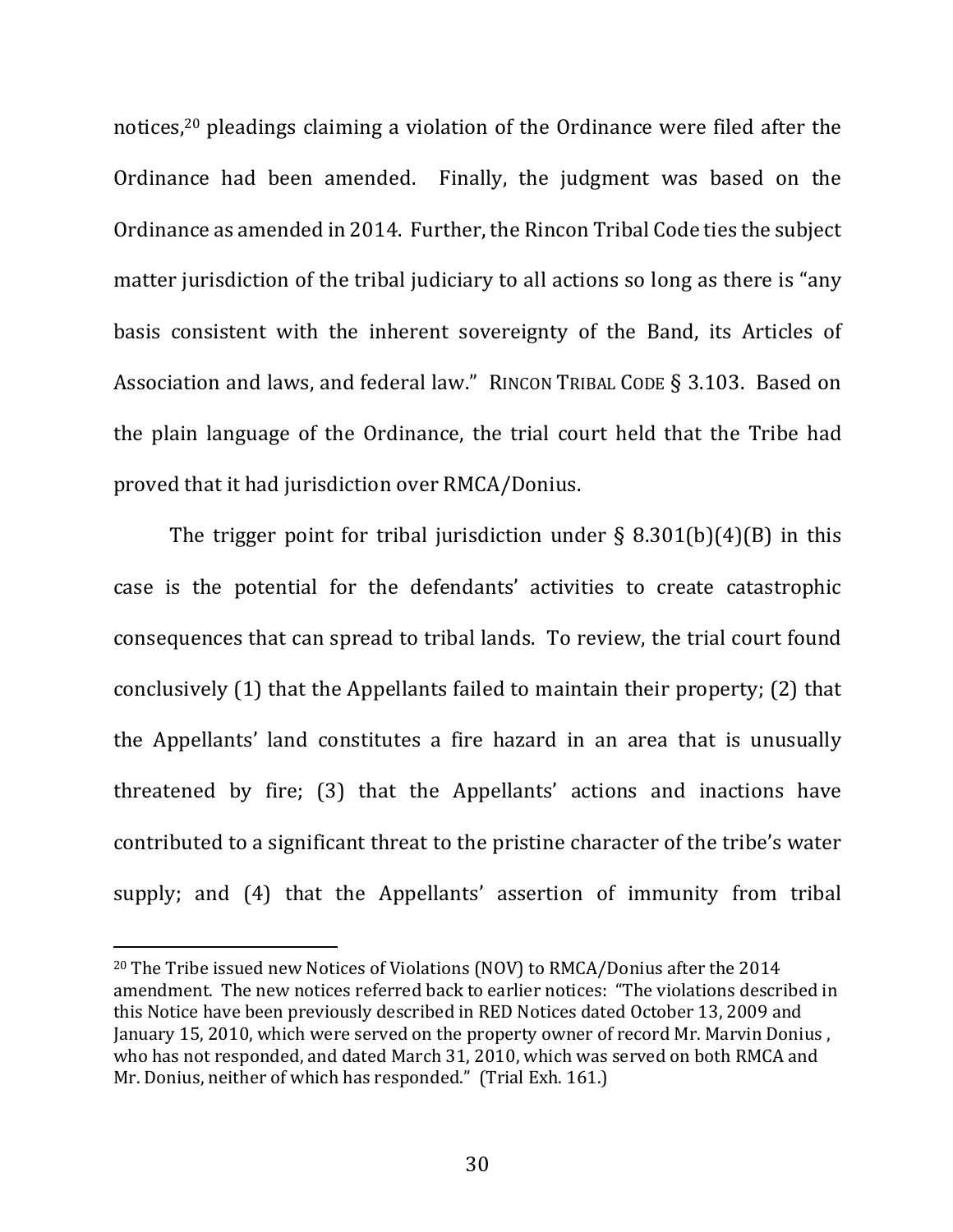notices,[20] pleadings claiming a violation of the Ordinance were filed after the Ordinance had been amended. Finally, the judgment was based on the Ordinance as amended in 2014. Further, the Rincon Tribal Code ties the subject matter jurisdiction of the tribal judiciary to all actions so long as there is "any basis consistent with the inherent sovereignty of the Band, its Articles of Association and laws, and federal law." RINCON TRIBAL CODE § 3.103. Based on the plain language of the Ordinance, the trial court held that the Tribe had proved that it had jurisdiction over RMCA/Donius.

The trigger point for tribal jurisdiction under § 8.301(b)(4)(B) in this case is the potential for the defendants' activities to create catastrophic consequences that can spread to tribal lands. To review, the trial court found conclusively (1) that the Appellants failed to maintain their property; (2) that the Appellants' land constitutes a fire hazard in an area that is unusually threatened by fire; (3) that the Appellants' actions and inactions have contributed to a significant threat to the pristine character of the tribe's water supply; and (4) that the Appellants' assertion of immunity from tribal

[20] The Tribe issued new Notices of Violations (NOV) to RMCA/Donius after the 2014 amendment. The new notices referred back to earlier notices: "The violations described in this Notice have been previously described in RED Notices dated October 13, 2009 and January 15, 2010, which were served on the property owner of record Mr. Marvin Donius , who has not responded, and dated March 31, 2010, which was served on both RMCA and Mr. Donius, neither of which has responded." (Trial Exh. 161.)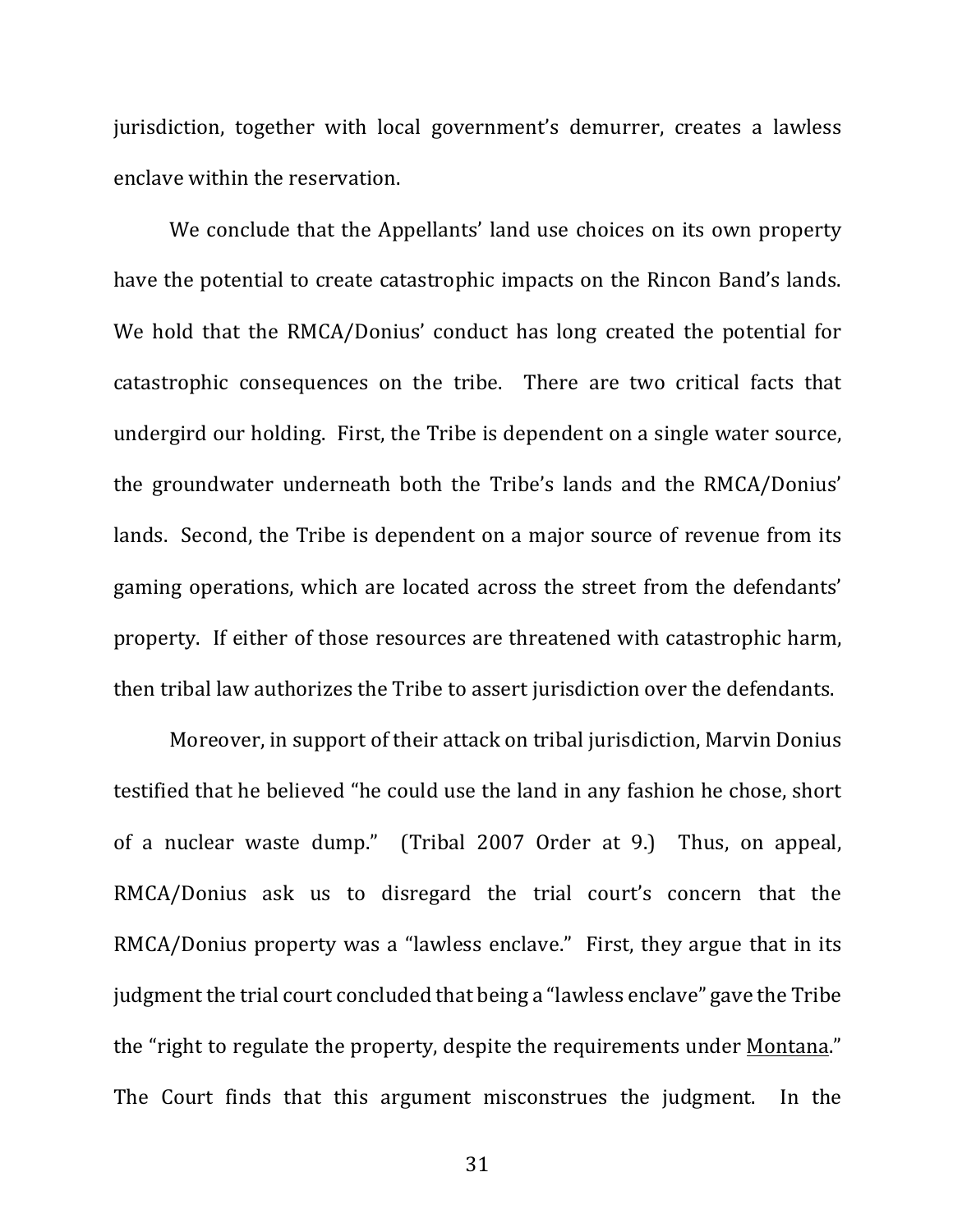jurisdiction, together with local government's demurrer, creates a lawless enclave within the reservation.

We conclude that the Appellants' land use choices on its own property have the potential to create catastrophic impacts on the Rincon Band's lands. We hold that the RMCA/Donius' conduct has long created the potential for catastrophic consequences on the tribe. There are two critical facts that undergird our holding. First, the Tribe is dependent on a single water source, the groundwater underneath both the Tribe's lands and the RMCA/Donius' lands. Second, the Tribe is dependent on a major source of revenue from its gaming operations, which are located across the street from the defendants' property. If either of those resources are threatened with catastrophic harm, then tribal law authorizes the Tribe to assert jurisdiction over the defendants.

Moreover, in support of their attack on tribal jurisdiction, Marvin Donius testified that he believed "he could use the land in any fashion he chose, short of a nuclear waste dump." (Tribal 2007 Order at 9.) Thus, on appeal, RMCA/Donius ask us to disregard the trial court's concern that the RMCA/Donius property was a "lawless enclave." First, they argue that in its judgment the trial court concluded that being a "lawless enclave" gave the Tribe the "right to regulate the property, despite the requirements under Montana." The Court finds that this argument misconstrues the judgment. In the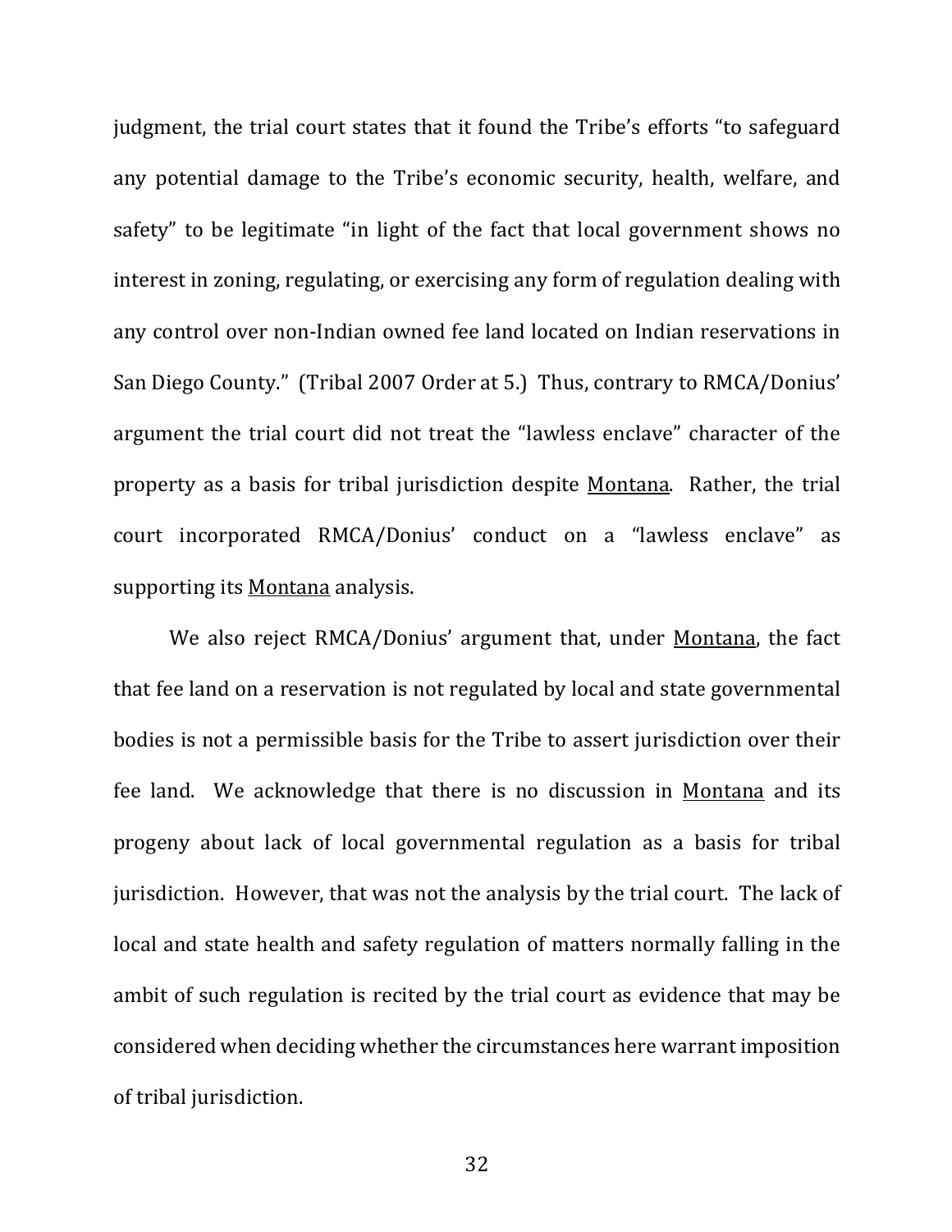judgment, the trial court states that it found the Tribe's efforts "to safeguard any potential damage to the Tribe's economic security, health, welfare, and safety" to be legitimate "in light of the fact that local government shows no interest in zoning, regulating, or exercising any form of regulation dealing with any control over non-Indian owned fee land located on Indian reservations in San Diego County." (Tribal 2007 Order at 5.) Thus, contrary to RMCA/Donius' argument the trial court did not treat the "lawless enclave" character of the property as a basis for tribal jurisdiction despite Montana. Rather, the trial court incorporated RMCA/Donius' conduct on a "lawless enclave" as supporting its Montana analysis.

We also reject RMCA/Donius' argument that, under Montana, the fact that fee land on a reservation is not regulated by local and state governmental bodies is not a permissible basis for the Tribe to assert jurisdiction over their fee land. We acknowledge that there is no discussion in Montana and its progeny about lack of local governmental regulation as a basis for tribal jurisdiction. However, that was not the analysis by the trial court. The lack of local and state health and safety regulation of matters normally falling in the ambit of such regulation is recited by the trial court as evidence that may be considered when deciding whether the circumstances here warrant imposition of tribal jurisdiction.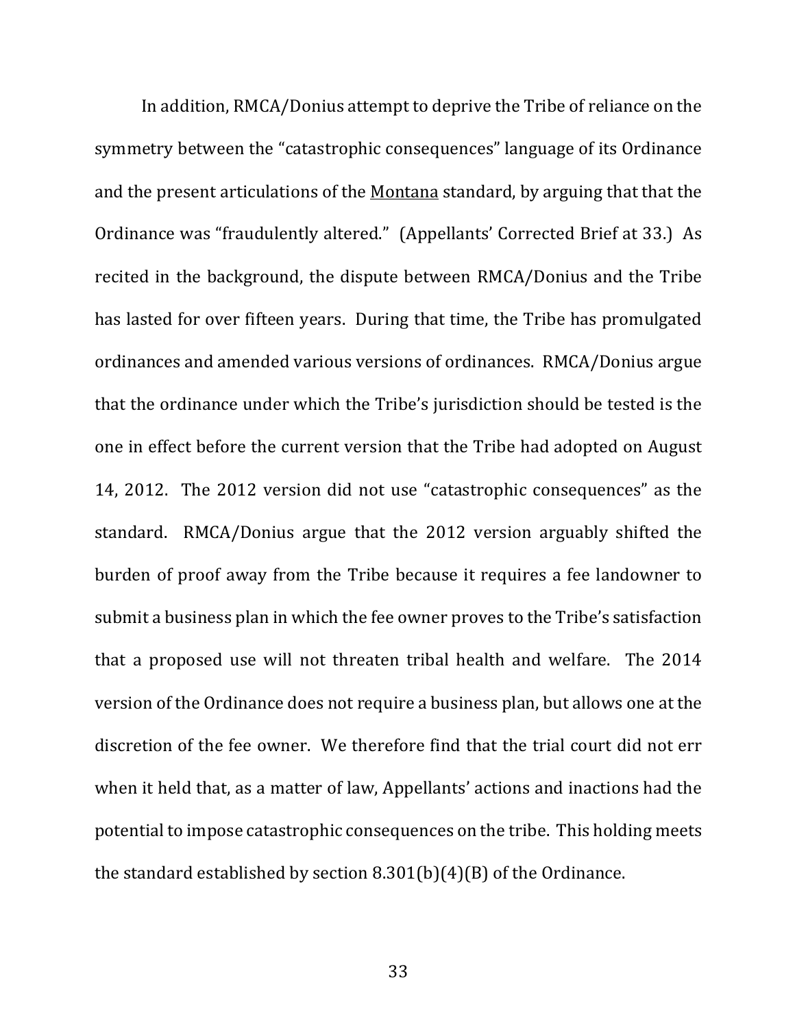In addition, RMCA/Donius attempt to deprive the Tribe of reliance on the symmetry between the "catastrophic consequences" language of its Ordinance and the present articulations of the Montana standard, by arguing that that the Ordinance was "fraudulently altered." (Appellants' Corrected Brief at 33.) As recited in the background, the dispute between RMCA/Donius and the Tribe has lasted for over fifteen years. During that time, the Tribe has promulgated ordinances and amended various versions of ordinances. RMCA/Donius argue that the ordinance under which the Tribe's jurisdiction should be tested is the one in effect before the current version that the Tribe had adopted on August 14, 2012. The 2012 version did not use "catastrophic consequences" as the standard. RMCA/Donius argue that the 2012 version arguably shifted the burden of proof away from the Tribe because it requires a fee landowner to submit a business plan in which the fee owner proves to the Tribe's satisfaction that a proposed use will not threaten tribal health and welfare. The 2014 version of the Ordinance does not require a business plan, but allows one at the discretion of the fee owner. We therefore find that the trial court did not err when it held that, as a matter of law, Appellants' actions and inactions had the potential to impose catastrophic consequences on the tribe. This holding meets the standard established by section 8.301(b)(4)(B) of the Ordinance.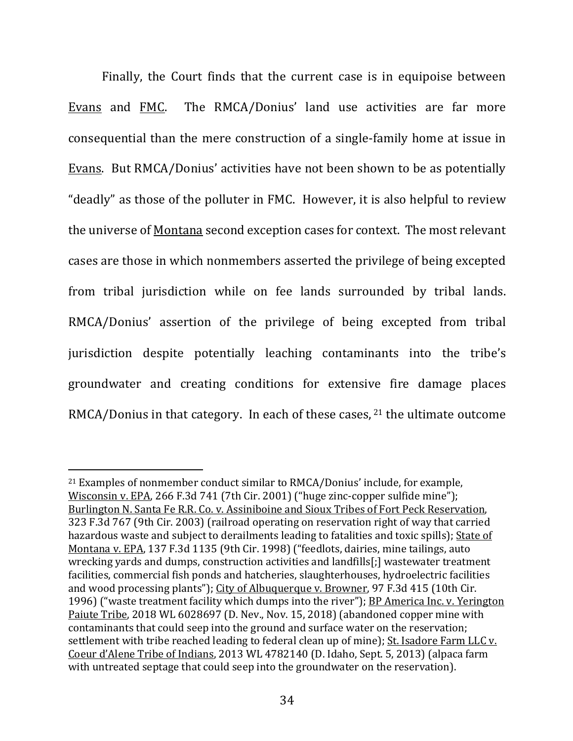Finally, the Court finds that the current case is in equipoise between Evans and FMC. The RMCA/Donius' land use activities are far more consequential than the mere construction of a single-family home at issue in Evans. But RMCA/Donius' activities have not been shown to be as potentially "deadly" as those of the polluter in FMC. However, it is also helpful to review the universe of Montana second exception cases for context. The most relevant cases are those in which nonmembers asserted the privilege of being excepted from tribal jurisdiction while on fee lands surrounded by tribal lands. RMCA/Donius' assertion of the privilege of being excepted from tribal jurisdiction despite potentially leaching contaminants into the tribe's groundwater and creating conditions for extensive fire damage places RMCA/Donius in that category. In each of these cases, [21] the ultimate outcome

---

[21] Examples of nonmember conduct similar to RMCA/Donius' include, for example, Wisconsin v. EPA, 266 F.3d 741 (7th Cir. 2001) ("huge zinc-copper sulfide mine"); Burlington N. Santa Fe R.R. Co. v. Assiniboine and Sioux Tribes of Fort Peck Reservation, 323 F.3d 767 (9th Cir. 2003) (railroad operating on reservation right of way that carried hazardous waste and subject to derailments leading to fatalities and toxic spills); State of Montana v. EPA, 137 F.3d 1135 (9th Cir. 1998) ("feedlots, dairies, mine tailings, auto wrecking yards and dumps, construction activities and landfills[;] wastewater treatment facilities, commercial fish ponds and hatcheries, slaughterhouses, hydroelectric facilities and wood processing plants"); City of Albuquerque v. Browner, 97 F.3d 415 (10th Cir. 1996) ("waste treatment facility which dumps into the river"); BP America Inc. v. Yerington Paiute Tribe, 2018 WL 6028697 (D. Nev., Nov. 15, 2018) (abandoned copper mine with contaminants that could seep into the ground and surface water on the reservation; settlement with tribe reached leading to federal clean up of mine); St. Isadore Farm LLC v. Coeur d'Alene Tribe of Indians, 2013 WL 4782140 (D. Idaho, Sept. 5, 2013) (alpaca farm with untreated septage that could seep into the groundwater on the reservation).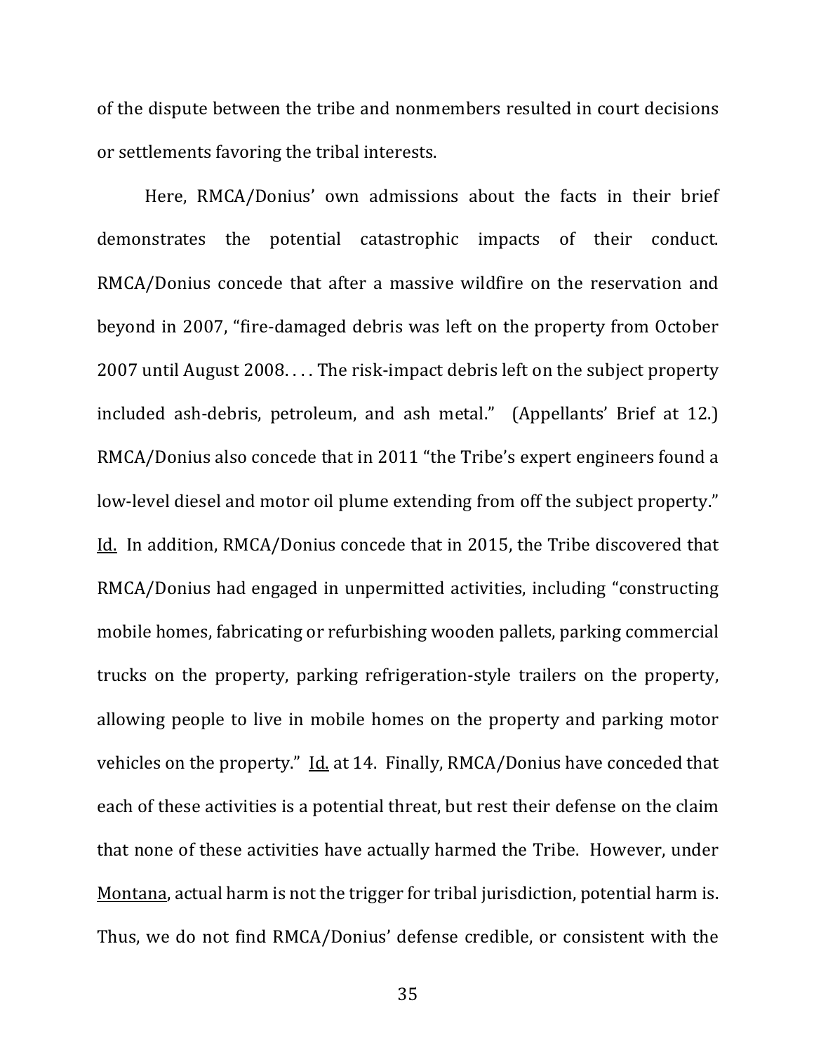of the dispute between the tribe and nonmembers resulted in court decisions or settlements favoring the tribal interests.

Here, RMCA/Donius' own admissions about the facts in their brief demonstrates the potential catastrophic impacts of their conduct. RMCA/Donius concede that after a massive wildfire on the reservation and beyond in 2007, "fire-damaged debris was left on the property from October 2007 until August 2008. . . . The risk-impact debris left on the subject property included ash-debris, petroleum, and ash metal." (Appellants' Brief at 12.) RMCA/Donius also concede that in 2011 "the Tribe's expert engineers found a low-level diesel and motor oil plume extending from off the subject property." Id. In addition, RMCA/Donius concede that in 2015, the Tribe discovered that RMCA/Donius had engaged in unpermitted activities, including "constructing mobile homes, fabricating or refurbishing wooden pallets, parking commercial trucks on the property, parking refrigeration-style trailers on the property, allowing people to live in mobile homes on the property and parking motor vehicles on the property." Id. at 14. Finally, RMCA/Donius have conceded that each of these activities is a potential threat, but rest their defense on the claim that none of these activities have actually harmed the Tribe. However, under Montana, actual harm is not the trigger for tribal jurisdiction, potential harm is. Thus, we do not find RMCA/Donius' defense credible, or consistent with the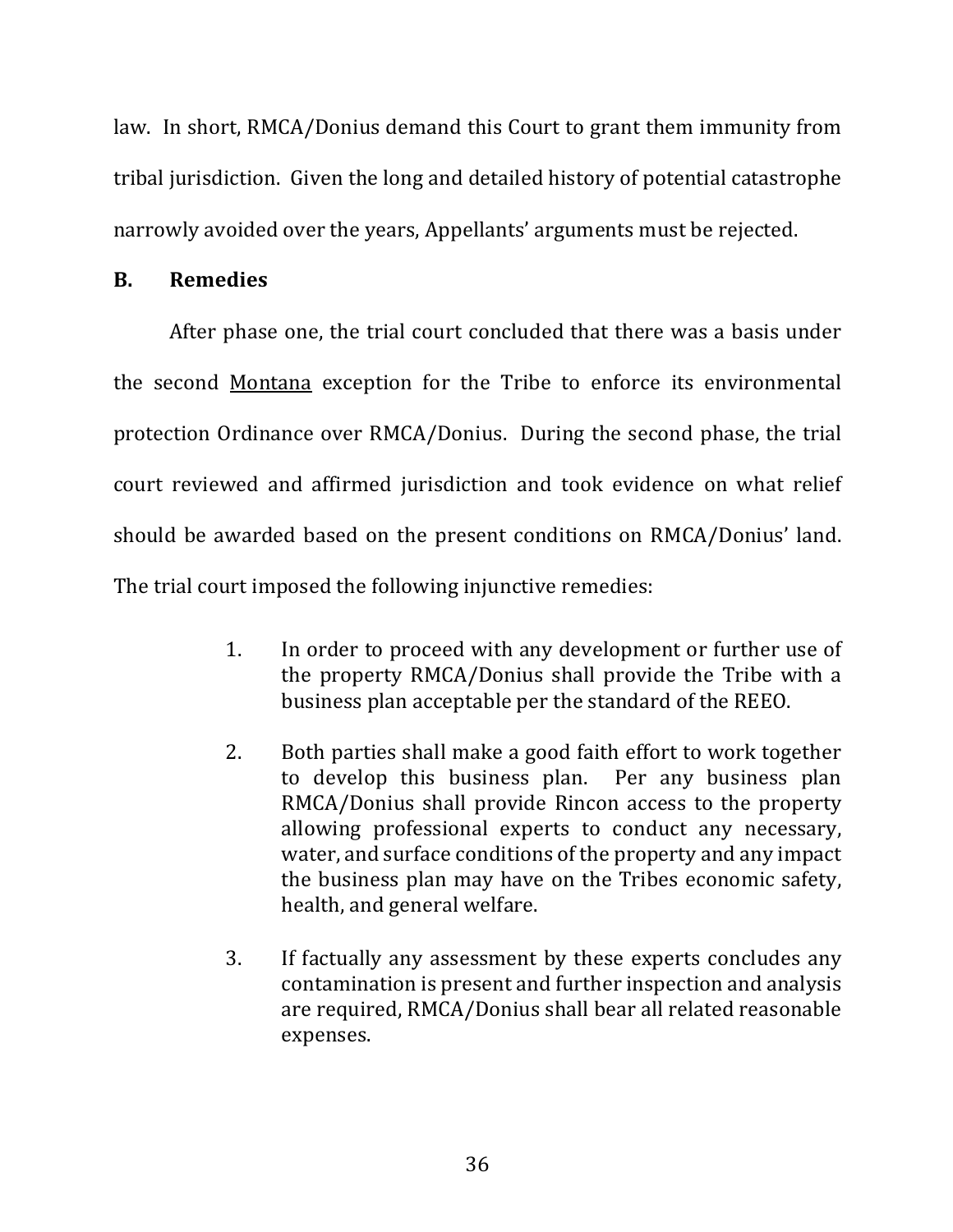law. In short, RMCA/Donius demand this Court to grant them immunity from tribal jurisdiction. Given the long and detailed history of potential catastrophe narrowly avoided over the years, Appellants' arguments must be rejected.

### B. Remedies

After phase one, the trial court concluded that there was a basis under the second Montana exception for the Tribe to enforce its environmental protection Ordinance over RMCA/Donius. During the second phase, the trial court reviewed and affirmed jurisdiction and took evidence on what relief should be awarded based on the present conditions on RMCA/Donius' land. The trial court imposed the following injunctive remedies:

> 1. In order to proceed with any development or further use of the property RMCA/Donius shall provide the Tribe with a business plan acceptable per the standard of the REEO.
>
> 2. Both parties shall make a good faith effort to work together to develop this business plan. Per any business plan RMCA/Donius shall provide Rincon access to the property allowing professional experts to conduct any necessary, water, and surface conditions of the property and any impact the business plan may have on the Tribes economic safety, health, and general welfare.
>
> 3. If factually any assessment by these experts concludes any contamination is present and further inspection and analysis are required, RMCA/Donius shall bear all related reasonable expenses.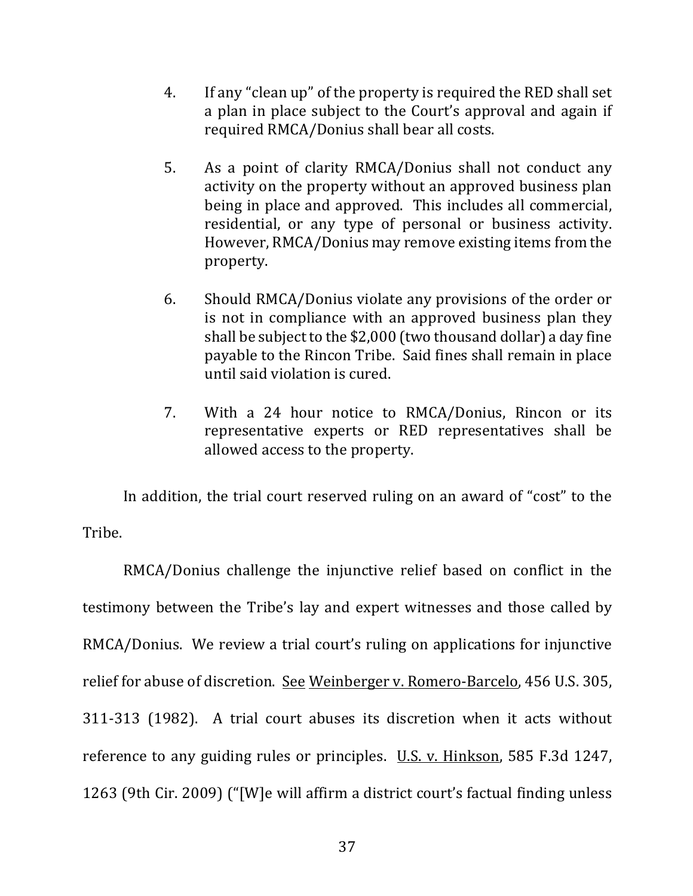4. If any "clean up" of the property is required the RED shall set a plan in place subject to the Court's approval and again if required RMCA/Donius shall bear all costs.

5. As a point of clarity RMCA/Donius shall not conduct any activity on the property without an approved business plan being in place and approved. This includes all commercial, residential, or any type of personal or business activity. However, RMCA/Donius may remove existing items from the property.

6. Should RMCA/Donius violate any provisions of the order or is not in compliance with an approved business plan they shall be subject to the $2,000 (two thousand dollar) a day fine payable to the Rincon Tribe. Said fines shall remain in place until said violation is cured.

7. With a 24 hour notice to RMCA/Donius, Rincon or its representative experts or RED representatives shall be allowed access to the property.

In addition, the trial court reserved ruling on an award of "cost" to the Tribe.

RMCA/Donius challenge the injunctive relief based on conflict in the testimony between the Tribe's lay and expert witnesses and those called by RMCA/Donius. We review a trial court's ruling on applications for injunctive relief for abuse of discretion. See Weinberger v. Romero-Barcelo, 456 U.S. 305, 311-313 (1982). A trial court abuses its discretion when it acts without reference to any guiding rules or principles. U.S. v. Hinkson, 585 F.3d 1247, 1263 (9th Cir. 2009) ("[W]e will affirm a district court's factual finding unless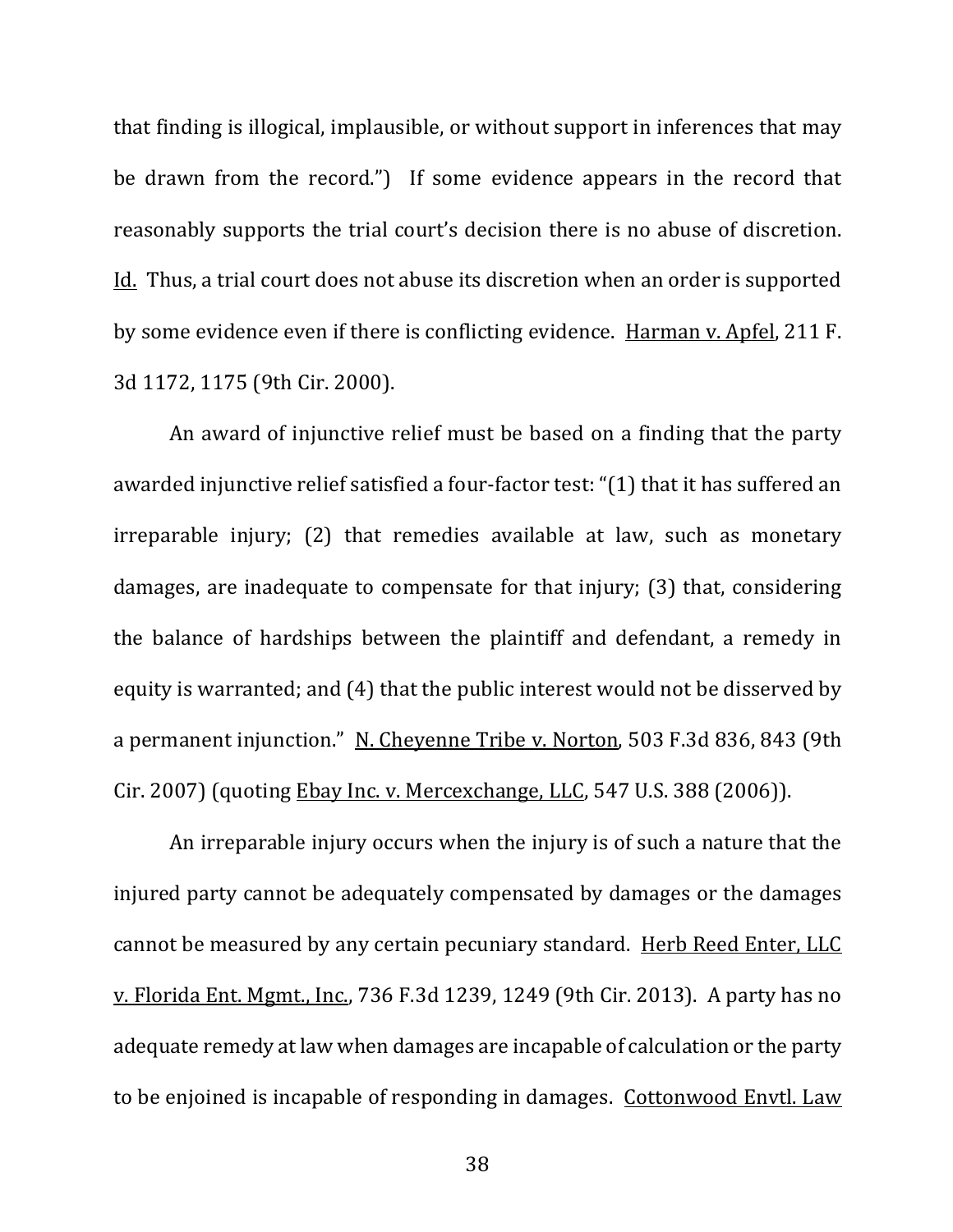that finding is illogical, implausible, or without support in inferences that may be drawn from the record.") If some evidence appears in the record that reasonably supports the trial court's decision there is no abuse of discretion. Id. Thus, a trial court does not abuse its discretion when an order is supported by some evidence even if there is conflicting evidence. Harman v. Apfel, 211 F. 3d 1172, 1175 (9th Cir. 2000).

An award of injunctive relief must be based on a finding that the party awarded injunctive relief satisfied a four-factor test: "(1) that it has suffered an irreparable injury; (2) that remedies available at law, such as monetary damages, are inadequate to compensate for that injury; (3) that, considering the balance of hardships between the plaintiff and defendant, a remedy in equity is warranted; and (4) that the public interest would not be disserved by a permanent injunction." N. Cheyenne Tribe v. Norton, 503 F.3d 836, 843 (9th Cir. 2007) (quoting Ebay Inc. v. Mercexchange, LLC, 547 U.S. 388 (2006)).

An irreparable injury occurs when the injury is of such a nature that the injured party cannot be adequately compensated by damages or the damages cannot be measured by any certain pecuniary standard. Herb Reed Enter, LLC v. Florida Ent. Mgmt., Inc., 736 F.3d 1239, 1249 (9th Cir. 2013). A party has no adequate remedy at law when damages are incapable of calculation or the party to be enjoined is incapable of responding in damages. Cottonwood Envtl. Law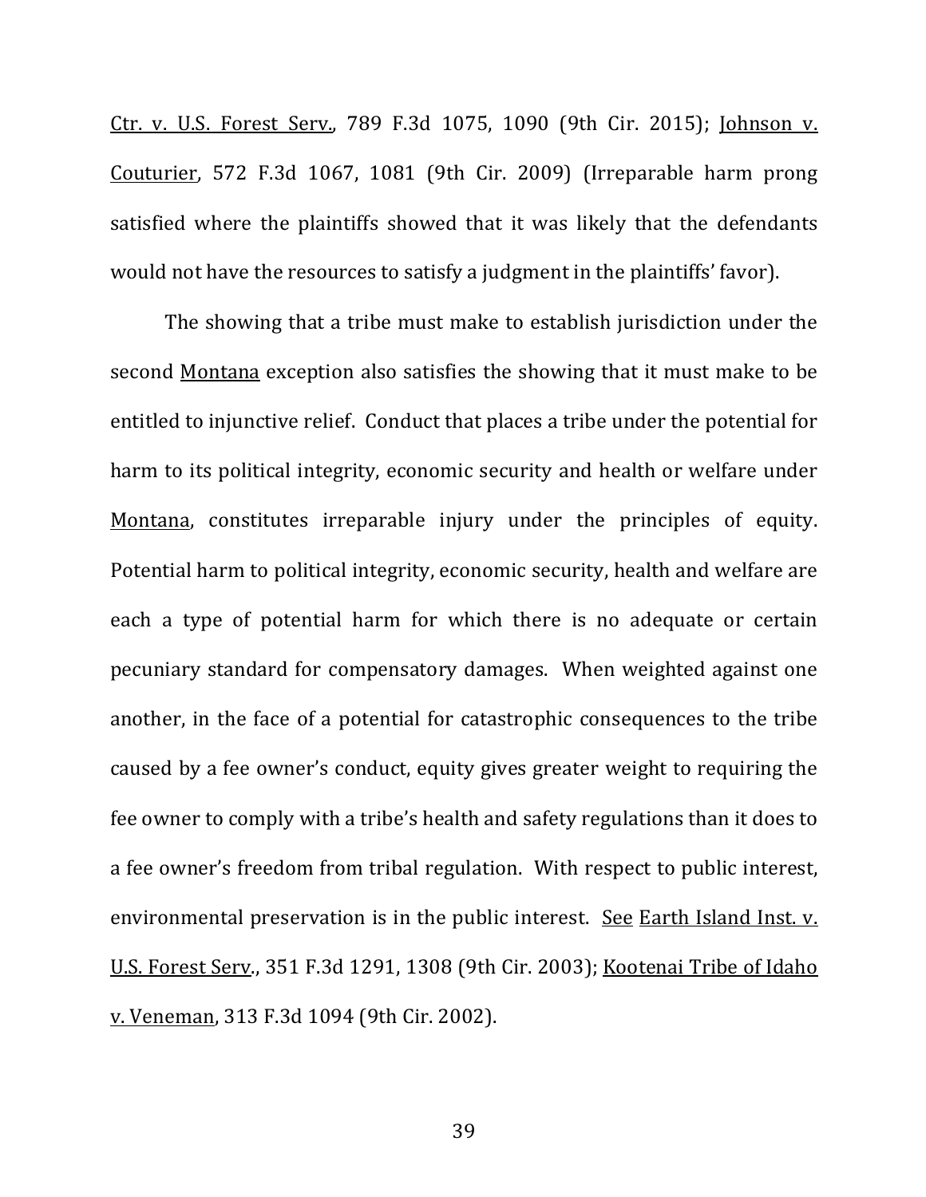Ctr. v. U.S. Forest Serv., 789 F.3d 1075, 1090 (9th Cir. 2015); Johnson v. Couturier, 572 F.3d 1067, 1081 (9th Cir. 2009) (Irreparable harm prong satisfied where the plaintiffs showed that it was likely that the defendants would not have the resources to satisfy a judgment in the plaintiffs' favor).

The showing that a tribe must make to establish jurisdiction under the second Montana exception also satisfies the showing that it must make to be entitled to injunctive relief. Conduct that places a tribe under the potential for harm to its political integrity, economic security and health or welfare under Montana, constitutes irreparable injury under the principles of equity. Potential harm to political integrity, economic security, health and welfare are each a type of potential harm for which there is no adequate or certain pecuniary standard for compensatory damages. When weighted against one another, in the face of a potential for catastrophic consequences to the tribe caused by a fee owner's conduct, equity gives greater weight to requiring the fee owner to comply with a tribe's health and safety regulations than it does to a fee owner's freedom from tribal regulation. With respect to public interest, environmental preservation is in the public interest. See Earth Island Inst. v. U.S. Forest Serv., 351 F.3d 1291, 1308 (9th Cir. 2003); Kootenai Tribe of Idaho v. Veneman, 313 F.3d 1094 (9th Cir. 2002).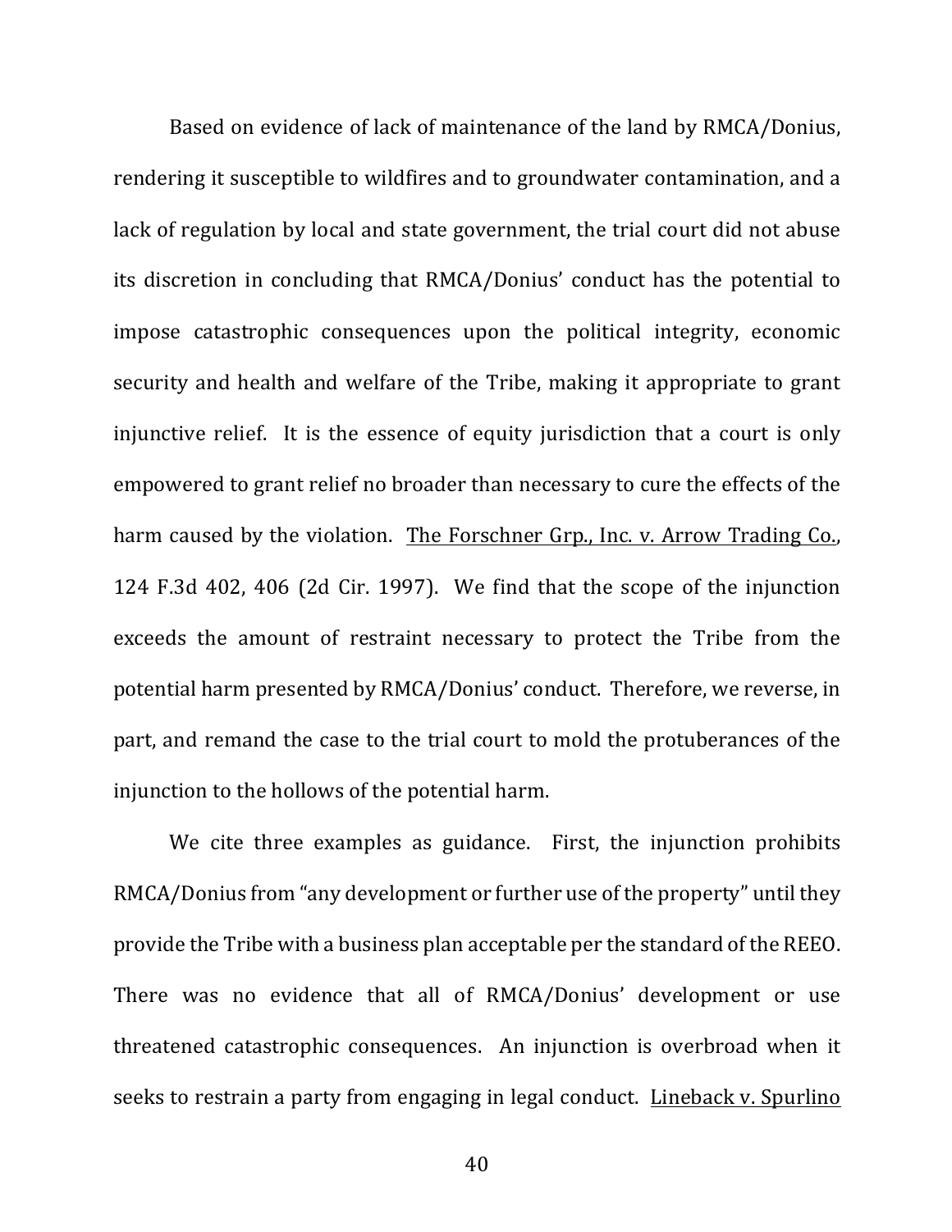Based on evidence of lack of maintenance of the land by RMCA/Donius, rendering it susceptible to wildfires and to groundwater contamination, and a lack of regulation by local and state government, the trial court did not abuse its discretion in concluding that RMCA/Donius' conduct has the potential to impose catastrophic consequences upon the political integrity, economic security and health and welfare of the Tribe, making it appropriate to grant injunctive relief. It is the essence of equity jurisdiction that a court is only empowered to grant relief no broader than necessary to cure the effects of the harm caused by the violation. The Forschner Grp., Inc. v. Arrow Trading Co., 124 F.3d 402, 406 (2d Cir. 1997). We find that the scope of the injunction exceeds the amount of restraint necessary to protect the Tribe from the potential harm presented by RMCA/Donius' conduct. Therefore, we reverse, in part, and remand the case to the trial court to mold the protuberances of the injunction to the hollows of the potential harm.

We cite three examples as guidance. First, the injunction prohibits RMCA/Donius from "any development or further use of the property" until they provide the Tribe with a business plan acceptable per the standard of the REEO. There was no evidence that all of RMCA/Donius' development or use threatened catastrophic consequences. An injunction is overbroad when it seeks to restrain a party from engaging in legal conduct. Lineback v. Spurlino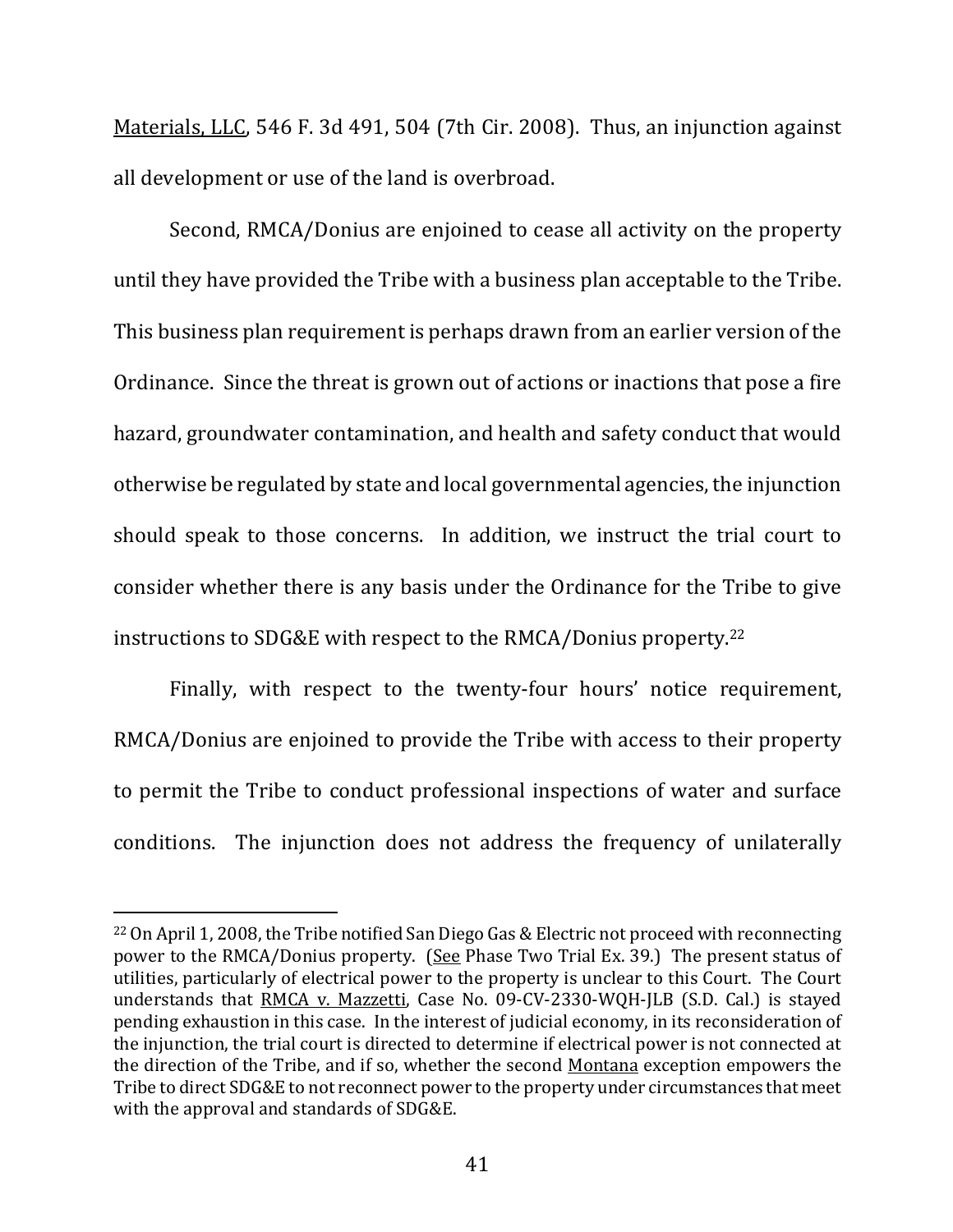Materials, LLC, 546 F. 3d 491, 504 (7th Cir. 2008). Thus, an injunction against all development or use of the land is overbroad.

Second, RMCA/Donius are enjoined to cease all activity on the property until they have provided the Tribe with a business plan acceptable to the Tribe. This business plan requirement is perhaps drawn from an earlier version of the Ordinance. Since the threat is grown out of actions or inactions that pose a fire hazard, groundwater contamination, and health and safety conduct that would otherwise be regulated by state and local governmental agencies, the injunction should speak to those concerns. In addition, we instruct the trial court to consider whether there is any basis under the Ordinance for the Tribe to give instructions to SDG&E with respect to the RMCA/Donius property.[22]

Finally, with respect to the twenty-four hours' notice requirement, RMCA/Donius are enjoined to provide the Tribe with access to their property to permit the Tribe to conduct professional inspections of water and surface conditions. The injunction does not address the frequency of unilaterally

---

[22] On April 1, 2008, the Tribe notified San Diego Gas & Electric not proceed with reconnecting power to the RMCA/Donius property. (See Phase Two Trial Ex. 39.) The present status of utilities, particularly of electrical power to the property is unclear to this Court. The Court understands that RMCA v. Mazzetti, Case No. 09-CV-2330-WQH-JLB (S.D. Cal.) is stayed pending exhaustion in this case. In the interest of judicial economy, in its reconsideration of the injunction, the trial court is directed to determine if electrical power is not connected at the direction of the Tribe, and if so, whether the second Montana exception empowers the Tribe to direct SDG&E to not reconnect power to the property under circumstances that meet with the approval and standards of SDG&E.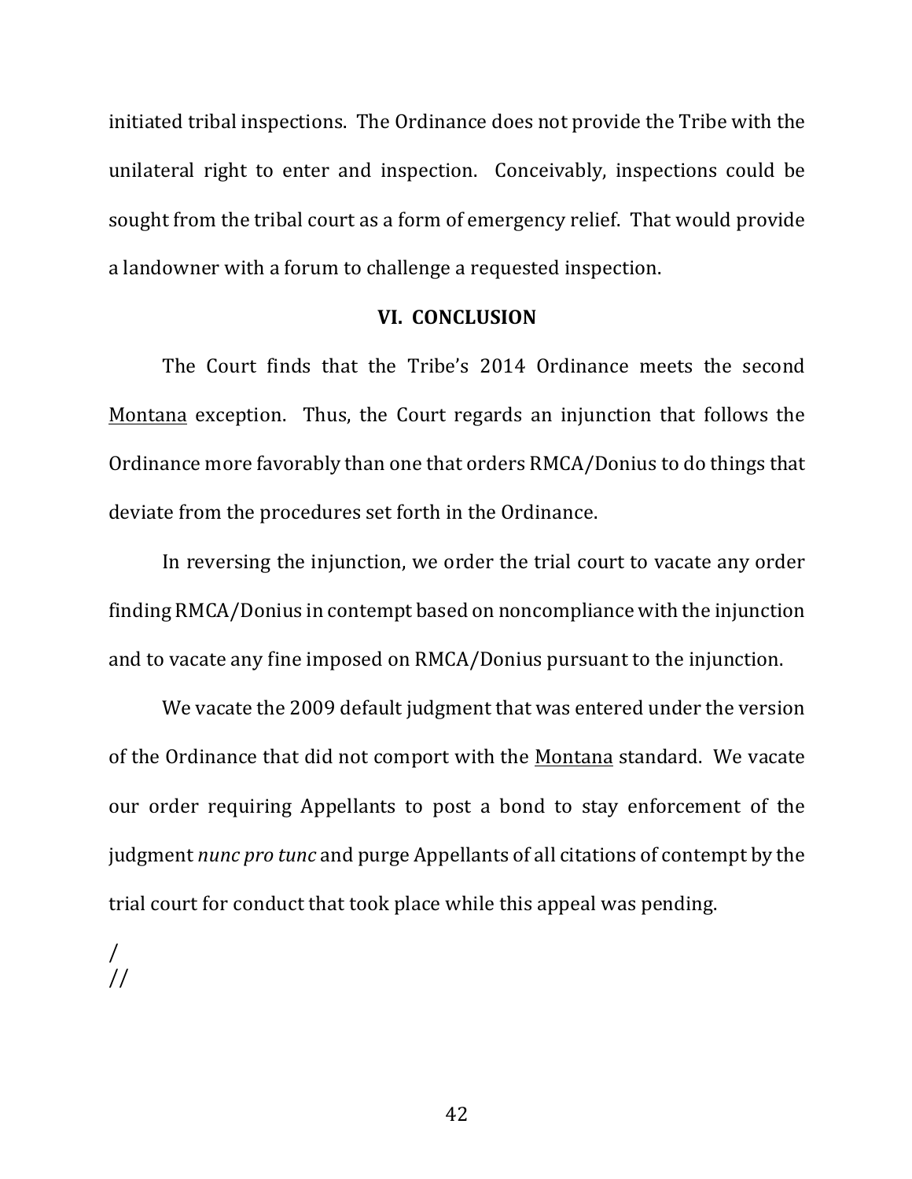initiated tribal inspections. The Ordinance does not provide the Tribe with the unilateral right to enter and inspection. Conceivably, inspections could be sought from the tribal court as a form of emergency relief. That would provide a landowner with a forum to challenge a requested inspection.

## VI. CONCLUSION

The Court finds that the Tribe's 2014 Ordinance meets the second Montana exception. Thus, the Court regards an injunction that follows the Ordinance more favorably than one that orders RMCA/Donius to do things that deviate from the procedures set forth in the Ordinance.

In reversing the injunction, we order the trial court to vacate any order finding RMCA/Donius in contempt based on noncompliance with the injunction and to vacate any fine imposed on RMCA/Donius pursuant to the injunction.

We vacate the 2009 default judgment that was entered under the version of the Ordinance that did not comport with the Montana standard. We vacate our order requiring Appellants to post a bond to stay enforcement of the judgment *nunc pro tunc* and purge Appellants of all citations of contempt by the trial court for conduct that took place while this appeal was pending.

/
//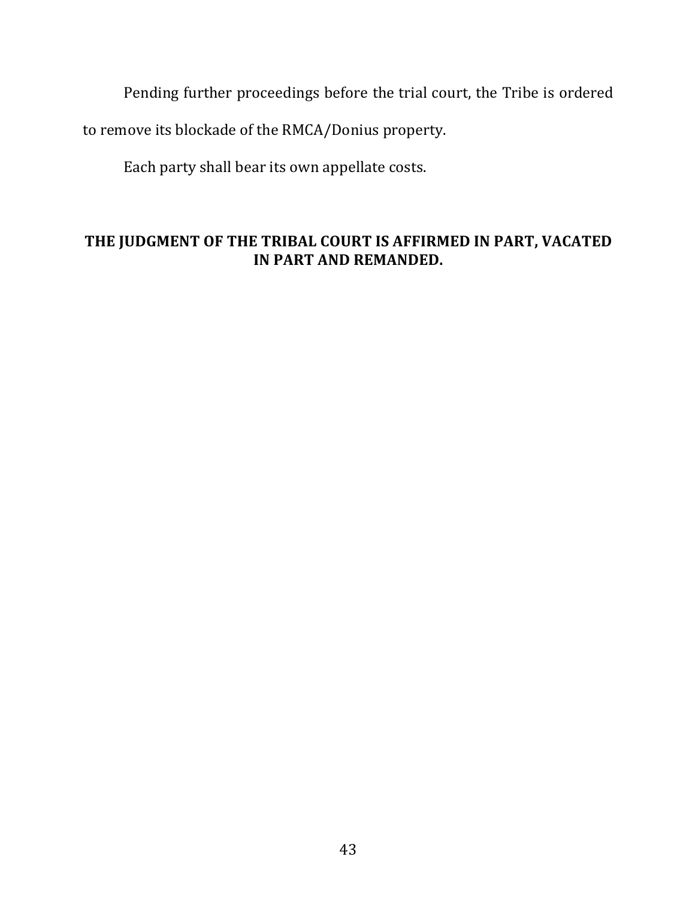Pending further proceedings before the trial court, the Tribe is ordered to remove its blockade of the RMCA/Donius property.

Each party shall bear its own appellate costs.

**THE JUDGMENT OF THE TRIBAL COURT IS AFFIRMED IN PART, VACATED IN PART AND REMANDED.**